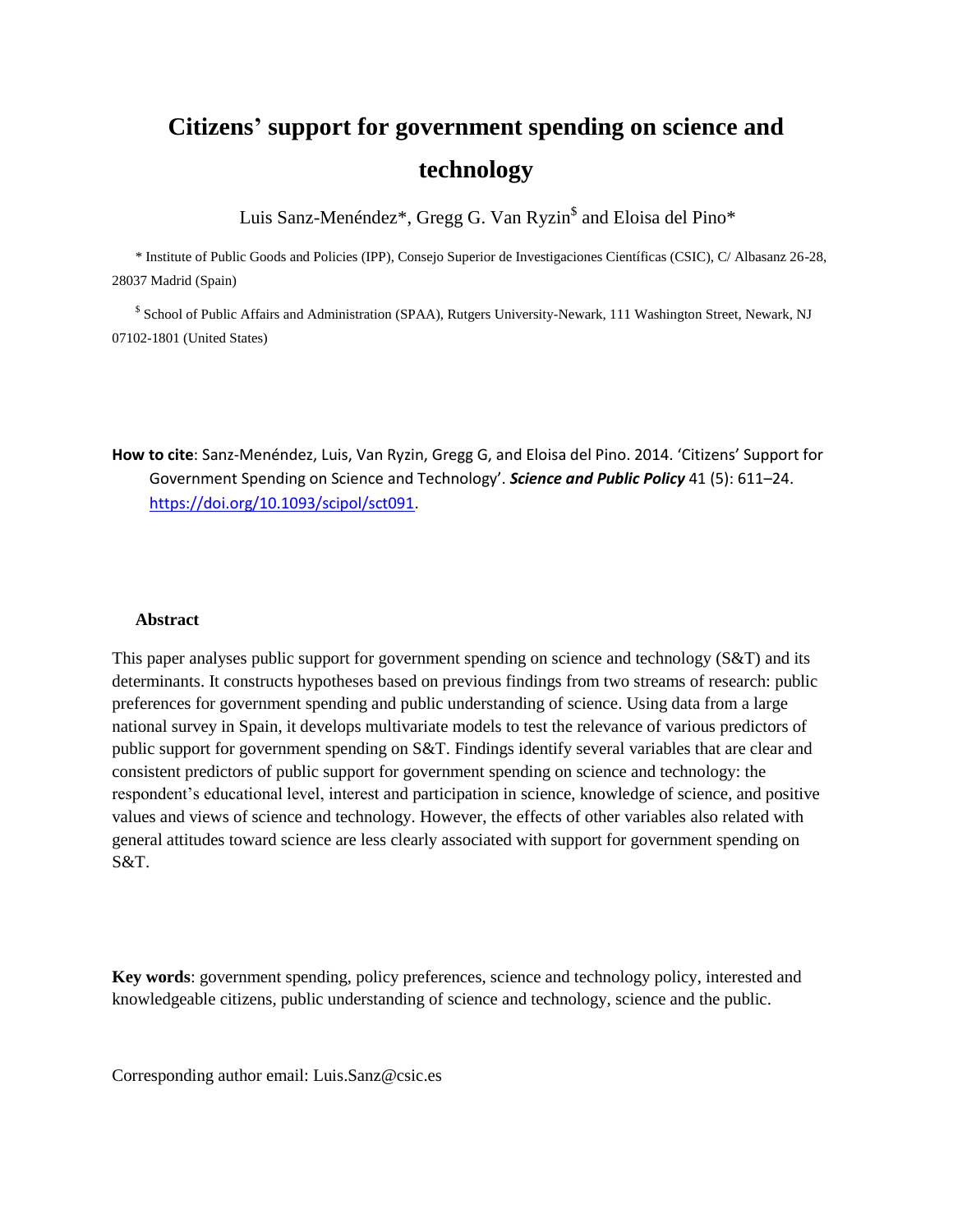# Citizens' support for government spending on science and technology

Luis Sanz-Menéndez*, Gregg G. Van Ryzin[$] and Eloisa del Pino*

\* Institute of Public Goods and Policies (IPP), Consejo Superior de Investigaciones Científicas (CSIC), C/ Albasanz 26-28, 28037 Madrid (Spain)

[$] School of Public Affairs and Administration (SPAA), Rutgers University-Newark, 111 Washington Street, Newark, NJ 07102-1801 (United States)

**How to cite**: Sanz-Menéndez, Luis, Van Ryzin, Gregg G, and Eloisa del Pino. 2014. 'Citizens' Support for Government Spending on Science and Technology'. ***Science and Public Policy*** 41 (5): 611–24. https://doi.org/10.1093/scipol/sct091.

## Abstract

This paper analyses public support for government spending on science and technology (S&T) and its determinants. It constructs hypotheses based on previous findings from two streams of research: public preferences for government spending and public understanding of science. Using data from a large national survey in Spain, it develops multivariate models to test the relevance of various predictors of public support for government spending on S&T. Findings identify several variables that are clear and consistent predictors of public support for government spending on science and technology: the respondent's educational level, interest and participation in science, knowledge of science, and positive values and views of science and technology. However, the effects of other variables also related with general attitudes toward science are less clearly associated with support for government spending on S&T.

**Key words**: government spending, policy preferences, science and technology policy, interested and knowledgeable citizens, public understanding of science and technology, science and the public.

Corresponding author email: Luis.Sanz@csic.es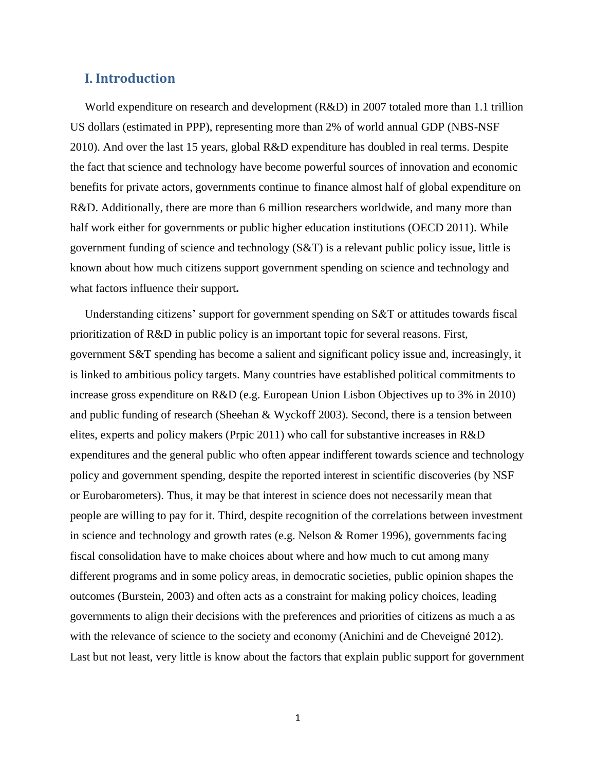## I. Introduction

World expenditure on research and development (R&D) in 2007 totaled more than 1.1 trillion US dollars (estimated in PPP), representing more than 2% of world annual GDP (NBS-NSF 2010). And over the last 15 years, global R&D expenditure has doubled in real terms. Despite the fact that science and technology have become powerful sources of innovation and economic benefits for private actors, governments continue to finance almost half of global expenditure on R&D. Additionally, there are more than 6 million researchers worldwide, and many more than half work either for governments or public higher education institutions (OECD 2011). While government funding of science and technology (S&T) is a relevant public policy issue, little is known about how much citizens support government spending on science and technology and what factors influence their support**.**

Understanding citizens' support for government spending on S&T or attitudes towards fiscal prioritization of R&D in public policy is an important topic for several reasons. First, government S&T spending has become a salient and significant policy issue and, increasingly, it is linked to ambitious policy targets. Many countries have established political commitments to increase gross expenditure on R&D (e.g. European Union Lisbon Objectives up to 3% in 2010) and public funding of research (Sheehan & Wyckoff 2003). Second, there is a tension between elites, experts and policy makers (Prpic 2011) who call for substantive increases in R&D expenditures and the general public who often appear indifferent towards science and technology policy and government spending, despite the reported interest in scientific discoveries (by NSF or Eurobarometers). Thus, it may be that interest in science does not necessarily mean that people are willing to pay for it. Third, despite recognition of the correlations between investment in science and technology and growth rates (e.g. Nelson & Romer 1996), governments facing fiscal consolidation have to make choices about where and how much to cut among many different programs and in some policy areas, in democratic societies, public opinion shapes the outcomes (Burstein, 2003) and often acts as a constraint for making policy choices, leading governments to align their decisions with the preferences and priorities of citizens as much a as with the relevance of science to the society and economy (Anichini and de Cheveigné 2012). Last but not least, very little is know about the factors that explain public support for government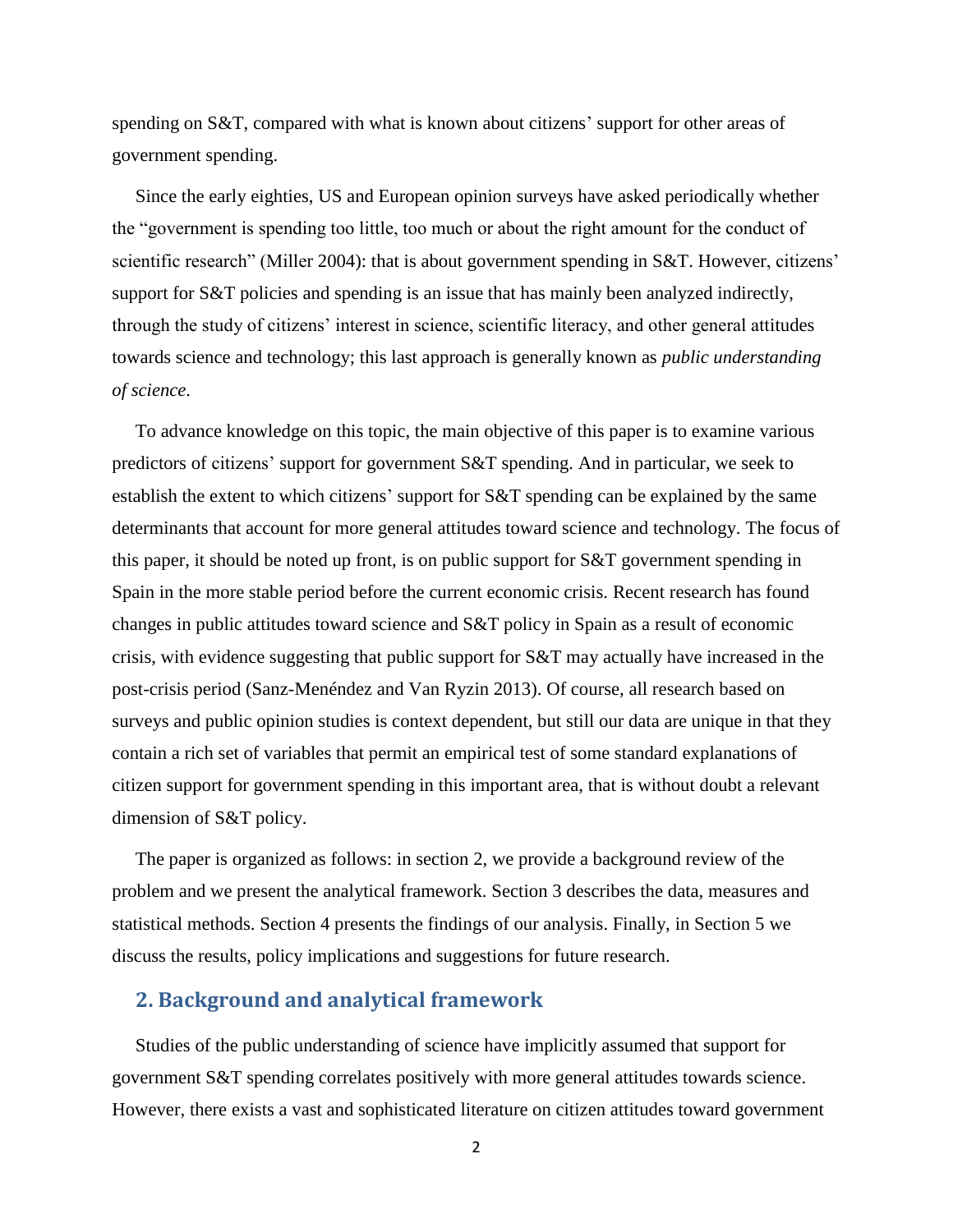spending on S&T, compared with what is known about citizens' support for other areas of government spending.

Since the early eighties, US and European opinion surveys have asked periodically whether the "government is spending too little, too much or about the right amount for the conduct of scientific research" (Miller 2004): that is about government spending in S&T. However, citizens' support for S&T policies and spending is an issue that has mainly been analyzed indirectly, through the study of citizens' interest in science, scientific literacy, and other general attitudes towards science and technology; this last approach is generally known as *public understanding of science*.

To advance knowledge on this topic, the main objective of this paper is to examine various predictors of citizens' support for government S&T spending. And in particular, we seek to establish the extent to which citizens' support for S&T spending can be explained by the same determinants that account for more general attitudes toward science and technology. The focus of this paper, it should be noted up front, is on public support for S&T government spending in Spain in the more stable period before the current economic crisis. Recent research has found changes in public attitudes toward science and S&T policy in Spain as a result of economic crisis, with evidence suggesting that public support for S&T may actually have increased in the post-crisis period (Sanz-Menéndez and Van Ryzin 2013). Of course, all research based on surveys and public opinion studies is context dependent, but still our data are unique in that they contain a rich set of variables that permit an empirical test of some standard explanations of citizen support for government spending in this important area, that is without doubt a relevant dimension of S&T policy.

The paper is organized as follows: in section 2, we provide a background review of the problem and we present the analytical framework. Section 3 describes the data, measures and statistical methods. Section 4 presents the findings of our analysis. Finally, in Section 5 we discuss the results, policy implications and suggestions for future research.

## 2. Background and analytical framework

Studies of the public understanding of science have implicitly assumed that support for government S&T spending correlates positively with more general attitudes towards science. However, there exists a vast and sophisticated literature on citizen attitudes toward government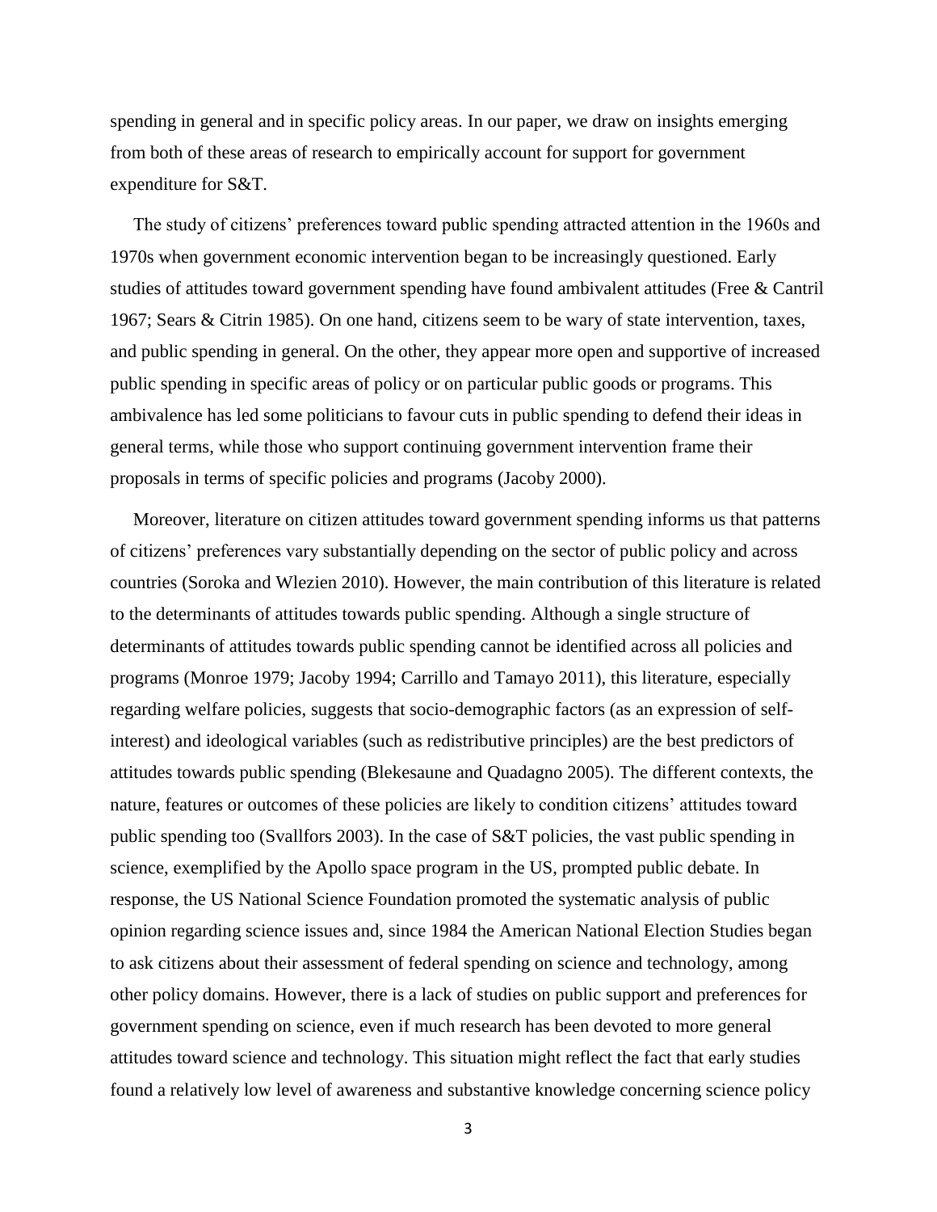spending in general and in specific policy areas. In our paper, we draw on insights emerging from both of these areas of research to empirically account for support for government expenditure for S&T.

The study of citizens' preferences toward public spending attracted attention in the 1960s and 1970s when government economic intervention began to be increasingly questioned. Early studies of attitudes toward government spending have found ambivalent attitudes (Free & Cantril 1967; Sears & Citrin 1985). On one hand, citizens seem to be wary of state intervention, taxes, and public spending in general. On the other, they appear more open and supportive of increased public spending in specific areas of policy or on particular public goods or programs. This ambivalence has led some politicians to favour cuts in public spending to defend their ideas in general terms, while those who support continuing government intervention frame their proposals in terms of specific policies and programs (Jacoby 2000).

Moreover, literature on citizen attitudes toward government spending informs us that patterns of citizens' preferences vary substantially depending on the sector of public policy and across countries (Soroka and Wlezien 2010). However, the main contribution of this literature is related to the determinants of attitudes towards public spending. Although a single structure of determinants of attitudes towards public spending cannot be identified across all policies and programs (Monroe 1979; Jacoby 1994; Carrillo and Tamayo 2011), this literature, especially regarding welfare policies, suggests that socio-demographic factors (as an expression of self-interest) and ideological variables (such as redistributive principles) are the best predictors of attitudes towards public spending (Blekesaune and Quadagno 2005). The different contexts, the nature, features or outcomes of these policies are likely to condition citizens' attitudes toward public spending too (Svallfors 2003). In the case of S&T policies, the vast public spending in science, exemplified by the Apollo space program in the US, prompted public debate. In response, the US National Science Foundation promoted the systematic analysis of public opinion regarding science issues and, since 1984 the American National Election Studies began to ask citizens about their assessment of federal spending on science and technology, among other policy domains. However, there is a lack of studies on public support and preferences for government spending on science, even if much research has been devoted to more general attitudes toward science and technology. This situation might reflect the fact that early studies found a relatively low level of awareness and substantive knowledge concerning science policy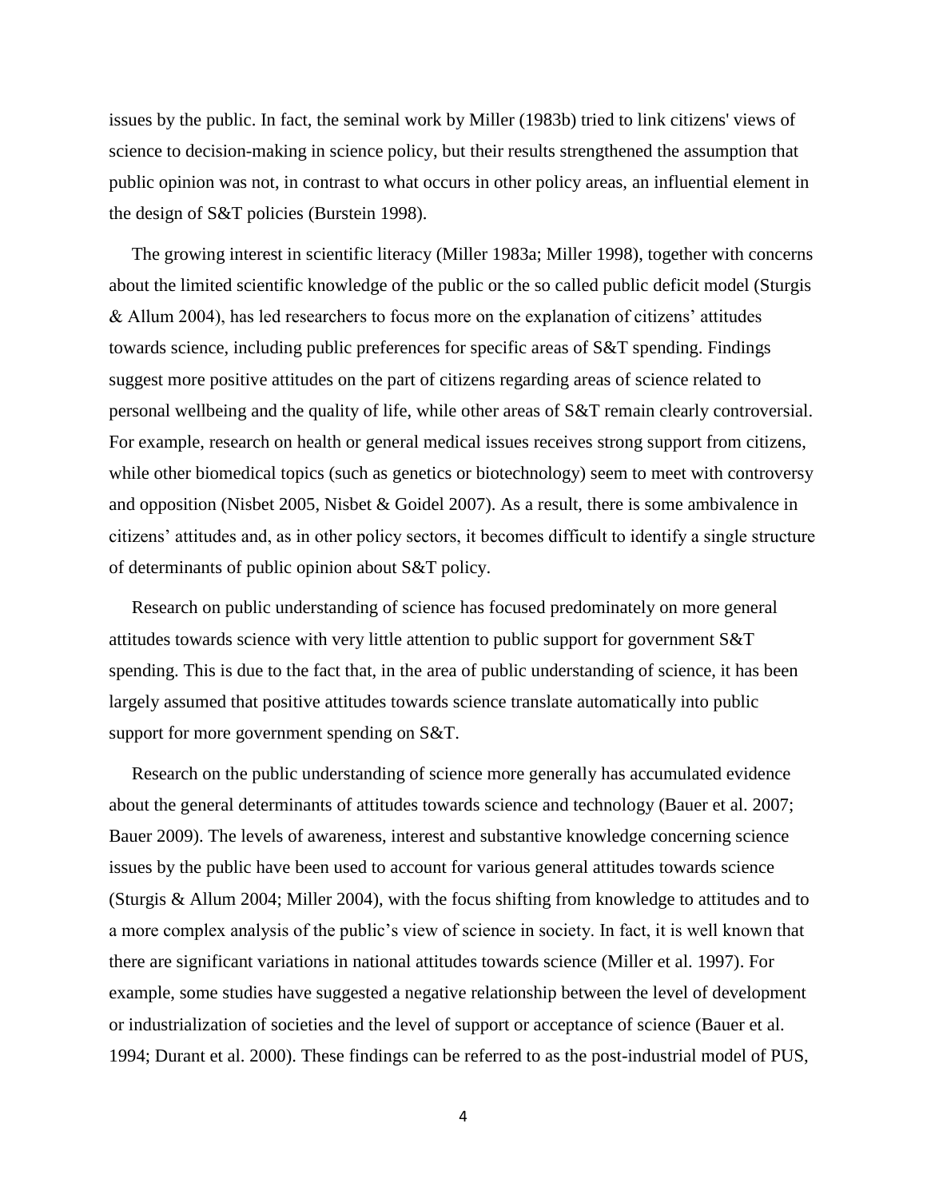issues by the public. In fact, the seminal work by Miller (1983b) tried to link citizens' views of science to decision-making in science policy, but their results strengthened the assumption that public opinion was not, in contrast to what occurs in other policy areas, an influential element in the design of S&T policies (Burstein 1998).

The growing interest in scientific literacy (Miller 1983a; Miller 1998), together with concerns about the limited scientific knowledge of the public or the so called public deficit model (Sturgis & Allum 2004), has led researchers to focus more on the explanation of citizens' attitudes towards science, including public preferences for specific areas of S&T spending. Findings suggest more positive attitudes on the part of citizens regarding areas of science related to personal wellbeing and the quality of life, while other areas of S&T remain clearly controversial. For example, research on health or general medical issues receives strong support from citizens, while other biomedical topics (such as genetics or biotechnology) seem to meet with controversy and opposition (Nisbet 2005, Nisbet & Goidel 2007). As a result, there is some ambivalence in citizens' attitudes and, as in other policy sectors, it becomes difficult to identify a single structure of determinants of public opinion about S&T policy.

Research on public understanding of science has focused predominately on more general attitudes towards science with very little attention to public support for government S&T spending. This is due to the fact that, in the area of public understanding of science, it has been largely assumed that positive attitudes towards science translate automatically into public support for more government spending on S&T.

Research on the public understanding of science more generally has accumulated evidence about the general determinants of attitudes towards science and technology (Bauer et al. 2007; Bauer 2009). The levels of awareness, interest and substantive knowledge concerning science issues by the public have been used to account for various general attitudes towards science (Sturgis & Allum 2004; Miller 2004), with the focus shifting from knowledge to attitudes and to a more complex analysis of the public's view of science in society. In fact, it is well known that there are significant variations in national attitudes towards science (Miller et al. 1997). For example, some studies have suggested a negative relationship between the level of development or industrialization of societies and the level of support or acceptance of science (Bauer et al. 1994; Durant et al. 2000). These findings can be referred to as the post-industrial model of PUS,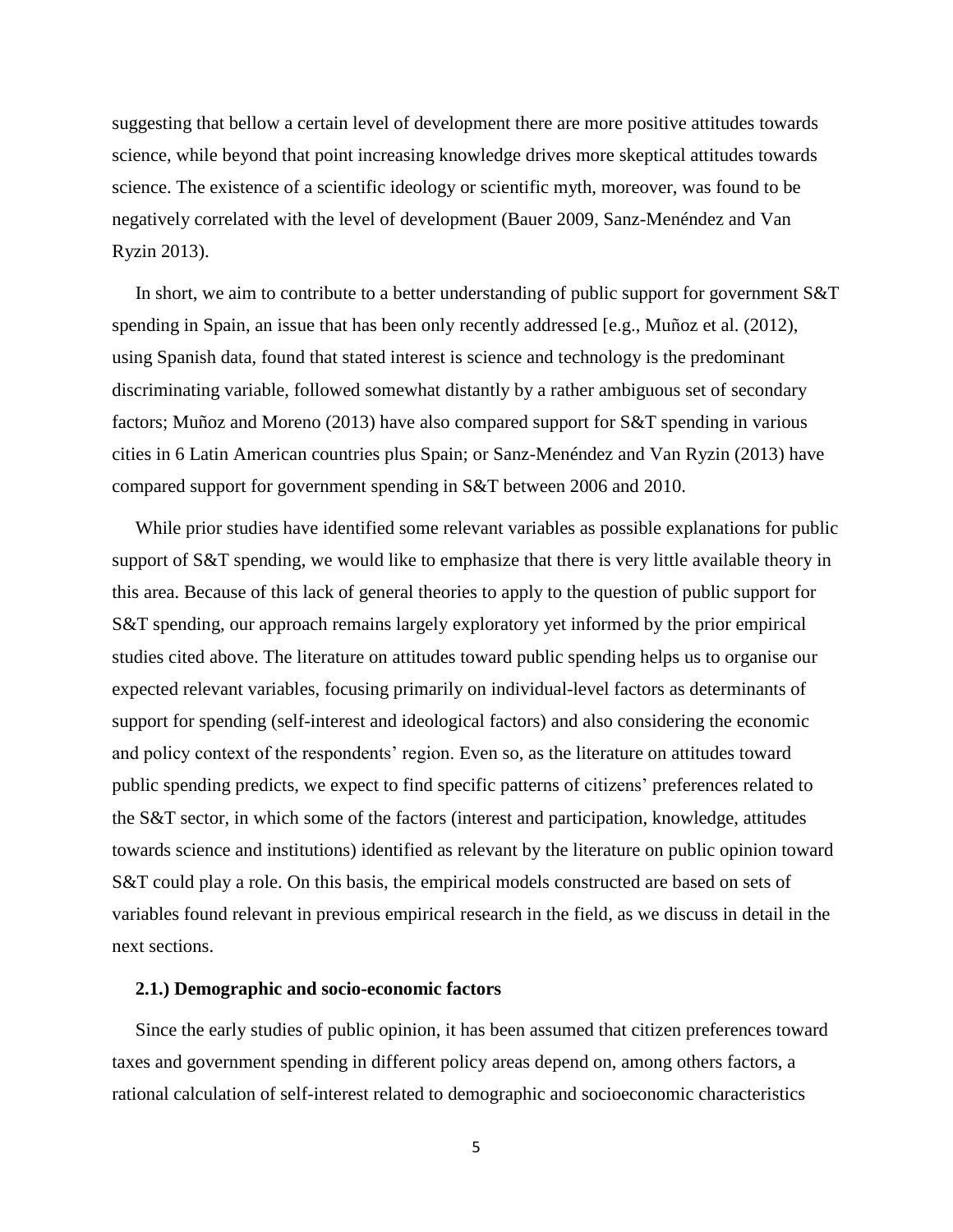suggesting that bellow a certain level of development there are more positive attitudes towards science, while beyond that point increasing knowledge drives more skeptical attitudes towards science. The existence of a scientific ideology or scientific myth, moreover, was found to be negatively correlated with the level of development (Bauer 2009, Sanz-Menéndez and Van Ryzin 2013).

In short, we aim to contribute to a better understanding of public support for government S&T spending in Spain, an issue that has been only recently addressed [e.g., Muñoz et al. (2012), using Spanish data, found that stated interest is science and technology is the predominant discriminating variable, followed somewhat distantly by a rather ambiguous set of secondary factors; Muñoz and Moreno (2013) have also compared support for S&T spending in various cities in 6 Latin American countries plus Spain; or Sanz-Menéndez and Van Ryzin (2013) have compared support for government spending in S&T between 2006 and 2010.

While prior studies have identified some relevant variables as possible explanations for public support of S&T spending, we would like to emphasize that there is very little available theory in this area. Because of this lack of general theories to apply to the question of public support for S&T spending, our approach remains largely exploratory yet informed by the prior empirical studies cited above. The literature on attitudes toward public spending helps us to organise our expected relevant variables, focusing primarily on individual-level factors as determinants of support for spending (self-interest and ideological factors) and also considering the economic and policy context of the respondents' region. Even so, as the literature on attitudes toward public spending predicts, we expect to find specific patterns of citizens' preferences related to the S&T sector, in which some of the factors (interest and participation, knowledge, attitudes towards science and institutions) identified as relevant by the literature on public opinion toward S&T could play a role. On this basis, the empirical models constructed are based on sets of variables found relevant in previous empirical research in the field, as we discuss in detail in the next sections.

### 2.1.) Demographic and socio-economic factors

Since the early studies of public opinion, it has been assumed that citizen preferences toward taxes and government spending in different policy areas depend on, among others factors, a rational calculation of self-interest related to demographic and socioeconomic characteristics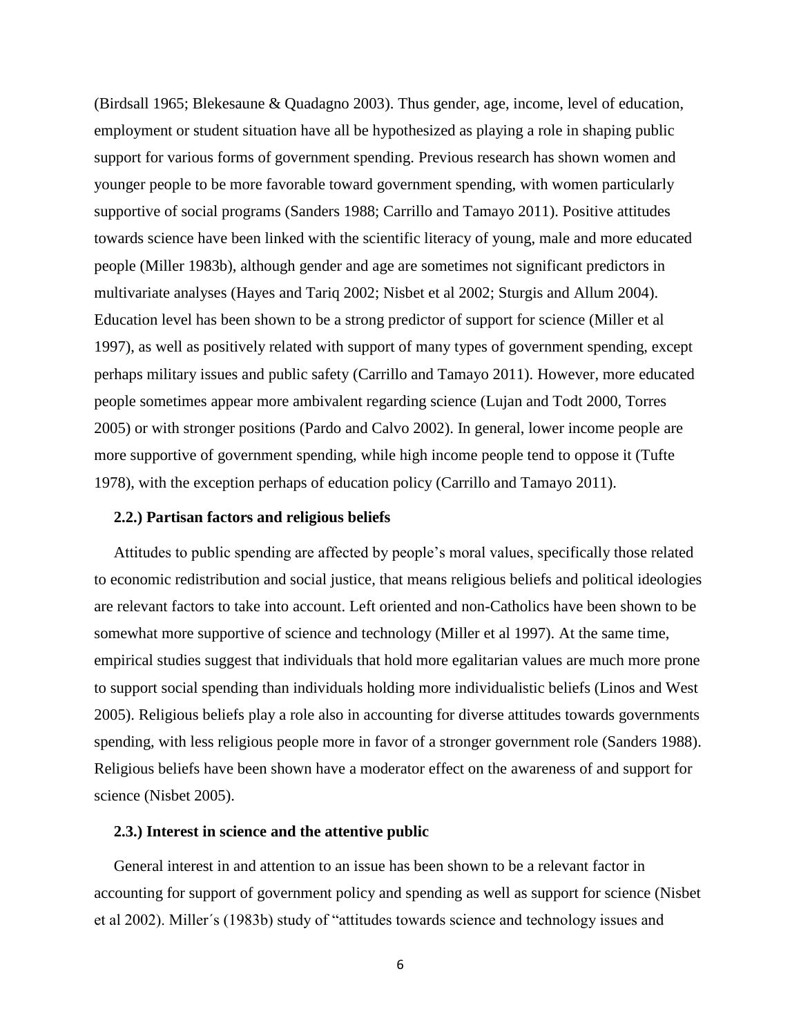(Birdsall 1965; Blekesaune & Quadagno 2003). Thus gender, age, income, level of education, employment or student situation have all be hypothesized as playing a role in shaping public support for various forms of government spending. Previous research has shown women and younger people to be more favorable toward government spending, with women particularly supportive of social programs (Sanders 1988; Carrillo and Tamayo 2011). Positive attitudes towards science have been linked with the scientific literacy of young, male and more educated people (Miller 1983b), although gender and age are sometimes not significant predictors in multivariate analyses (Hayes and Tariq 2002; Nisbet et al 2002; Sturgis and Allum 2004). Education level has been shown to be a strong predictor of support for science (Miller et al 1997), as well as positively related with support of many types of government spending, except perhaps military issues and public safety (Carrillo and Tamayo 2011). However, more educated people sometimes appear more ambivalent regarding science (Lujan and Todt 2000, Torres 2005) or with stronger positions (Pardo and Calvo 2002). In general, lower income people are more supportive of government spending, while high income people tend to oppose it (Tufte 1978), with the exception perhaps of education policy (Carrillo and Tamayo 2011).

### 2.2.) Partisan factors and religious beliefs

Attitudes to public spending are affected by people's moral values, specifically those related to economic redistribution and social justice, that means religious beliefs and political ideologies are relevant factors to take into account. Left oriented and non-Catholics have been shown to be somewhat more supportive of science and technology (Miller et al 1997). At the same time, empirical studies suggest that individuals that hold more egalitarian values are much more prone to support social spending than individuals holding more individualistic beliefs (Linos and West 2005). Religious beliefs play a role also in accounting for diverse attitudes towards governments spending, with less religious people more in favor of a stronger government role (Sanders 1988). Religious beliefs have been shown have a moderator effect on the awareness of and support for science (Nisbet 2005).

### 2.3.) Interest in science and the attentive public

General interest in and attention to an issue has been shown to be a relevant factor in accounting for support of government policy and spending as well as support for science (Nisbet et al 2002). Miller´s (1983b) study of "attitudes towards science and technology issues and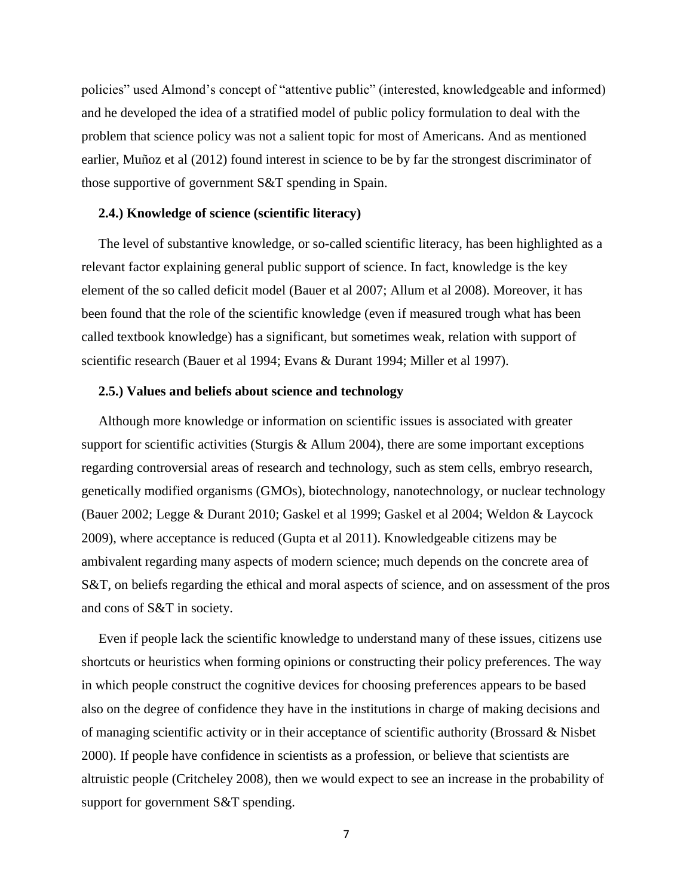policies" used Almond's concept of "attentive public" (interested, knowledgeable and informed) and he developed the idea of a stratified model of public policy formulation to deal with the problem that science policy was not a salient topic for most of Americans. And as mentioned earlier, Muñoz et al (2012) found interest in science to be by far the strongest discriminator of those supportive of government S&T spending in Spain.

### 2.4.) Knowledge of science (scientific literacy)

The level of substantive knowledge, or so-called scientific literacy, has been highlighted as a relevant factor explaining general public support of science. In fact, knowledge is the key element of the so called deficit model (Bauer et al 2007; Allum et al 2008). Moreover, it has been found that the role of the scientific knowledge (even if measured trough what has been called textbook knowledge) has a significant, but sometimes weak, relation with support of scientific research (Bauer et al 1994; Evans & Durant 1994; Miller et al 1997).

### 2.5.) Values and beliefs about science and technology

Although more knowledge or information on scientific issues is associated with greater support for scientific activities (Sturgis & Allum 2004), there are some important exceptions regarding controversial areas of research and technology, such as stem cells, embryo research, genetically modified organisms (GMOs), biotechnology, nanotechnology, or nuclear technology (Bauer 2002; Legge & Durant 2010; Gaskel et al 1999; Gaskel et al 2004; Weldon & Laycock 2009), where acceptance is reduced (Gupta et al 2011). Knowledgeable citizens may be ambivalent regarding many aspects of modern science; much depends on the concrete area of S&T, on beliefs regarding the ethical and moral aspects of science, and on assessment of the pros and cons of S&T in society.

Even if people lack the scientific knowledge to understand many of these issues, citizens use shortcuts or heuristics when forming opinions or constructing their policy preferences. The way in which people construct the cognitive devices for choosing preferences appears to be based also on the degree of confidence they have in the institutions in charge of making decisions and of managing scientific activity or in their acceptance of scientific authority (Brossard & Nisbet 2000). If people have confidence in scientists as a profession, or believe that scientists are altruistic people (Critcheley 2008), then we would expect to see an increase in the probability of support for government S&T spending.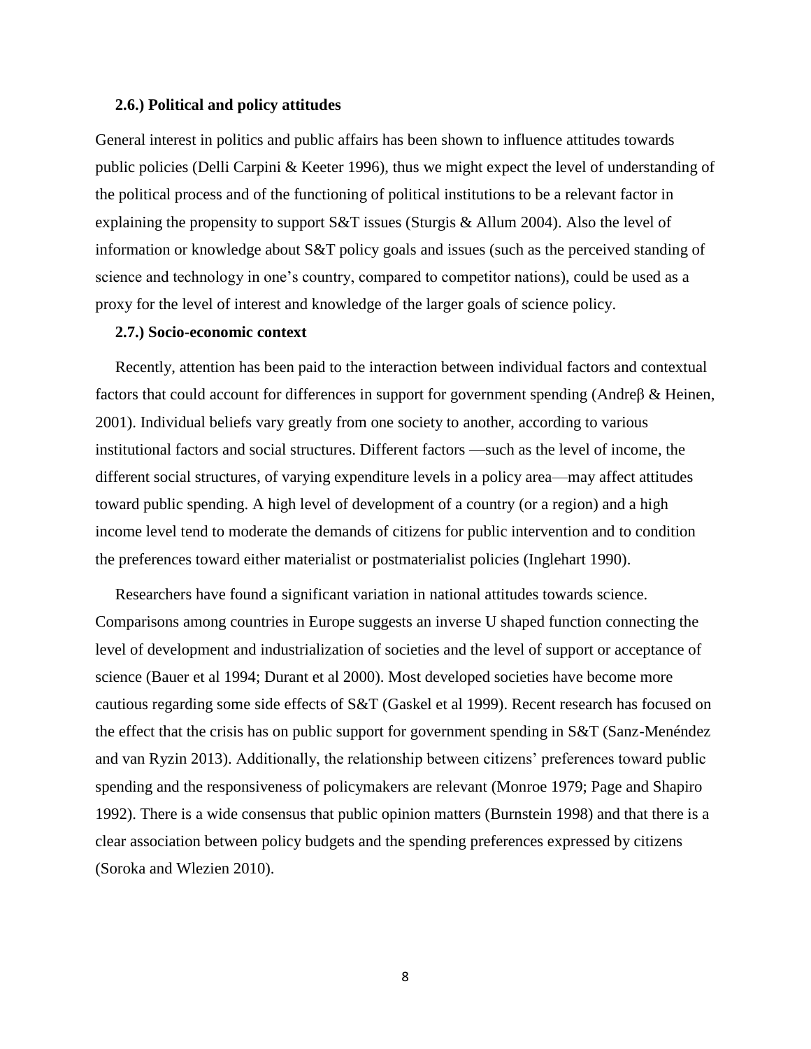### 2.6.) Political and policy attitudes

General interest in politics and public affairs has been shown to influence attitudes towards public policies (Delli Carpini & Keeter 1996), thus we might expect the level of understanding of the political process and of the functioning of political institutions to be a relevant factor in explaining the propensity to support S&T issues (Sturgis & Allum 2004). Also the level of information or knowledge about S&T policy goals and issues (such as the perceived standing of science and technology in one's country, compared to competitor nations), could be used as a proxy for the level of interest and knowledge of the larger goals of science policy.

### 2.7.) Socio-economic context

Recently, attention has been paid to the interaction between individual factors and contextual factors that could account for differences in support for government spending (Andreβ & Heinen, 2001). Individual beliefs vary greatly from one society to another, according to various institutional factors and social structures. Different factors —such as the level of income, the different social structures, of varying expenditure levels in a policy area—may affect attitudes toward public spending. A high level of development of a country (or a region) and a high income level tend to moderate the demands of citizens for public intervention and to condition the preferences toward either materialist or postmaterialist policies (Inglehart 1990).

Researchers have found a significant variation in national attitudes towards science. Comparisons among countries in Europe suggests an inverse U shaped function connecting the level of development and industrialization of societies and the level of support or acceptance of science (Bauer et al 1994; Durant et al 2000). Most developed societies have become more cautious regarding some side effects of S&T (Gaskel et al 1999). Recent research has focused on the effect that the crisis has on public support for government spending in S&T (Sanz-Menéndez and van Ryzin 2013). Additionally, the relationship between citizens' preferences toward public spending and the responsiveness of policymakers are relevant (Monroe 1979; Page and Shapiro 1992). There is a wide consensus that public opinion matters (Burnstein 1998) and that there is a clear association between policy budgets and the spending preferences expressed by citizens (Soroka and Wlezien 2010).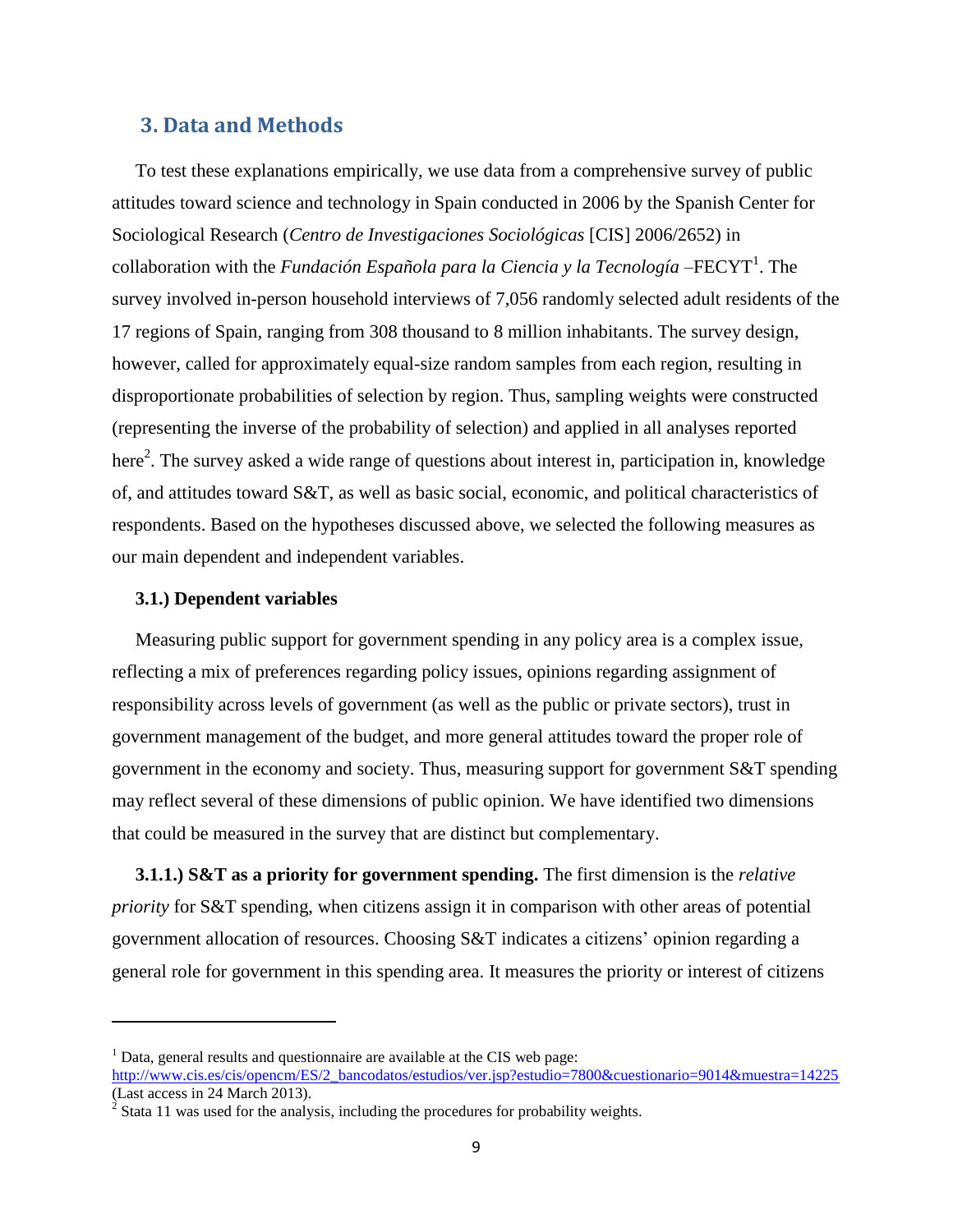## 3. Data and Methods

To test these explanations empirically, we use data from a comprehensive survey of public attitudes toward science and technology in Spain conducted in 2006 by the Spanish Center for Sociological Research (*Centro de Investigaciones Sociológicas* [CIS] 2006/2652) in collaboration with the *Fundación Española para la Ciencia y la Tecnología* –FECYT[1]. The survey involved in-person household interviews of 7,056 randomly selected adult residents of the 17 regions of Spain, ranging from 308 thousand to 8 million inhabitants. The survey design, however, called for approximately equal-size random samples from each region, resulting in disproportionate probabilities of selection by region. Thus, sampling weights were constructed (representing the inverse of the probability of selection) and applied in all analyses reported here[2]. The survey asked a wide range of questions about interest in, participation in, knowledge of, and attitudes toward S&T, as well as basic social, economic, and political characteristics of respondents. Based on the hypotheses discussed above, we selected the following measures as our main dependent and independent variables.

### 3.1.) Dependent variables

Measuring public support for government spending in any policy area is a complex issue, reflecting a mix of preferences regarding policy issues, opinions regarding assignment of responsibility across levels of government (as well as the public or private sectors), trust in government management of the budget, and more general attitudes toward the proper role of government in the economy and society. Thus, measuring support for government S&T spending may reflect several of these dimensions of public opinion. We have identified two dimensions that could be measured in the survey that are distinct but complementary.

**3.1.1.) S&T as a priority for government spending.** The first dimension is the *relative priority* for S&T spending, when citizens assign it in comparison with other areas of potential government allocation of resources. Choosing S&T indicates a citizens' opinion regarding a general role for government in this spending area. It measures the priority or interest of citizens

---

[1] Data, general results and questionnaire are available at the CIS web page: http://www.cis.es/cis/opencm/ES/2_bancodatos/estudios/ver.jsp?estudio=7800&cuestionario=9014&muestra=14225 (Last access in 24 March 2013).

[2] Stata 11 was used for the analysis, including the procedures for probability weights.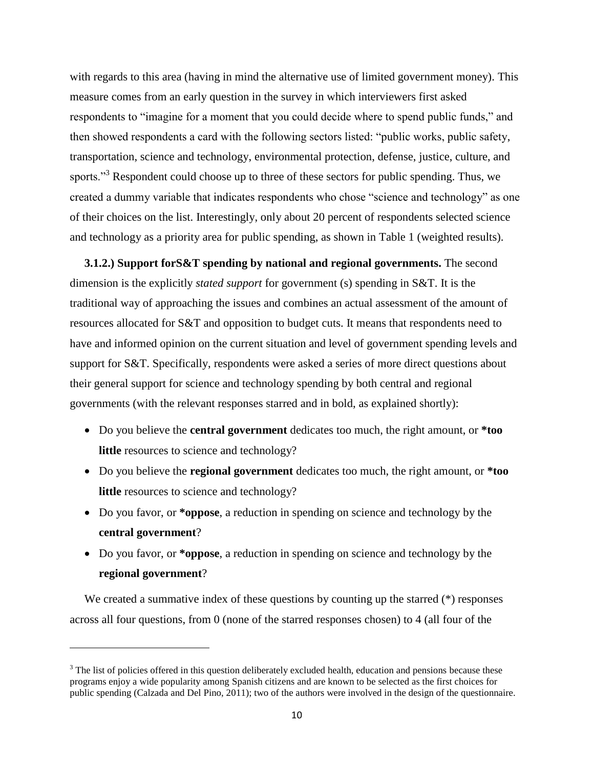with regards to this area (having in mind the alternative use of limited government money). This measure comes from an early question in the survey in which interviewers first asked respondents to "imagine for a moment that you could decide where to spend public funds," and then showed respondents a card with the following sectors listed: "public works, public safety, transportation, science and technology, environmental protection, defense, justice, culture, and sports."[3] Respondent could choose up to three of these sectors for public spending. Thus, we created a dummy variable that indicates respondents who chose "science and technology" as one of their choices on the list. Interestingly, only about 20 percent of respondents selected science and technology as a priority area for public spending, as shown in Table 1 (weighted results).

**3.1.2.) Support forS&T spending by national and regional governments.** The second dimension is the explicitly *stated support* for government (s) spending in S&T. It is the traditional way of approaching the issues and combines an actual assessment of the amount of resources allocated for S&T and opposition to budget cuts. It means that respondents need to have and informed opinion on the current situation and level of government spending levels and support for S&T. Specifically, respondents were asked a series of more direct questions about their general support for science and technology spending by both central and regional governments (with the relevant responses starred and in bold, as explained shortly):

- Do you believe the **central government** dedicates too much, the right amount, or ***too little** resources to science and technology?
- Do you believe the **regional government** dedicates too much, the right amount, or ***too little** resources to science and technology?
- Do you favor, or ***oppose**, a reduction in spending on science and technology by the **central government**?
- Do you favor, or ***oppose**, a reduction in spending on science and technology by the **regional government**?

We created a summative index of these questions by counting up the starred (*) responses across all four questions, from 0 (none of the starred responses chosen) to 4 (all four of the

[3] The list of policies offered in this question deliberately excluded health, education and pensions because these programs enjoy a wide popularity among Spanish citizens and are known to be selected as the first choices for public spending (Calzada and Del Pino, 2011); two of the authors were involved in the design of the questionnaire.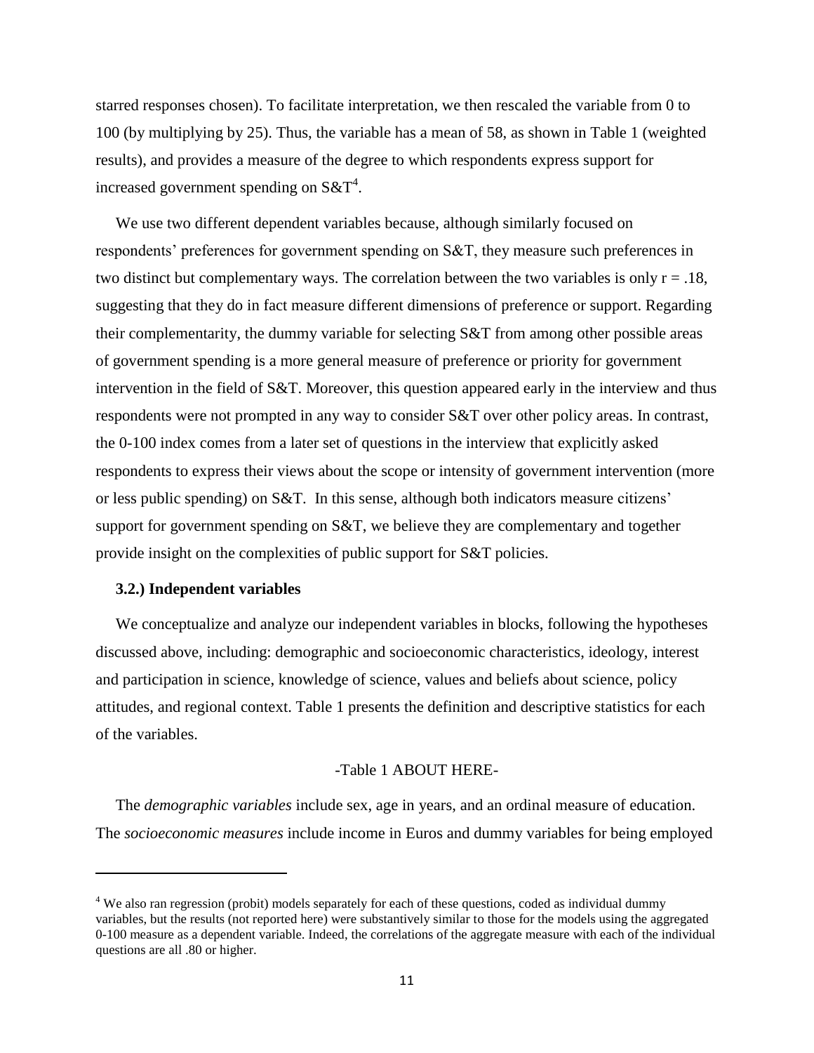starred responses chosen). To facilitate interpretation, we then rescaled the variable from 0 to 100 (by multiplying by 25). Thus, the variable has a mean of 58, as shown in Table 1 (weighted results), and provides a measure of the degree to which respondents express support for increased government spending on S&T[4].

We use two different dependent variables because, although similarly focused on respondents' preferences for government spending on S&T, they measure such preferences in two distinct but complementary ways. The correlation between the two variables is only $r = .18$, suggesting that they do in fact measure different dimensions of preference or support. Regarding their complementarity, the dummy variable for selecting S&T from among other possible areas of government spending is a more general measure of preference or priority for government intervention in the field of S&T. Moreover, this question appeared early in the interview and thus respondents were not prompted in any way to consider S&T over other policy areas. In contrast, the 0-100 index comes from a later set of questions in the interview that explicitly asked respondents to express their views about the scope or intensity of government intervention (more or less public spending) on S&T. In this sense, although both indicators measure citizens' support for government spending on S&T, we believe they are complementary and together provide insight on the complexities of public support for S&T policies.

### 3.2.) Independent variables

We conceptualize and analyze our independent variables in blocks, following the hypotheses discussed above, including: demographic and socioeconomic characteristics, ideology, interest and participation in science, knowledge of science, values and beliefs about science, policy attitudes, and regional context. Table 1 presents the definition and descriptive statistics for each of the variables.

-Table 1 ABOUT HERE-

The *demographic variables* include sex, age in years, and an ordinal measure of education. The *socioeconomic measures* include income in Euros and dummy variables for being employed

---

[4] We also ran regression (probit) models separately for each of these questions, coded as individual dummy variables, but the results (not reported here) were substantively similar to those for the models using the aggregated 0-100 measure as a dependent variable. Indeed, the correlations of the aggregate measure with each of the individual questions are all .80 or higher.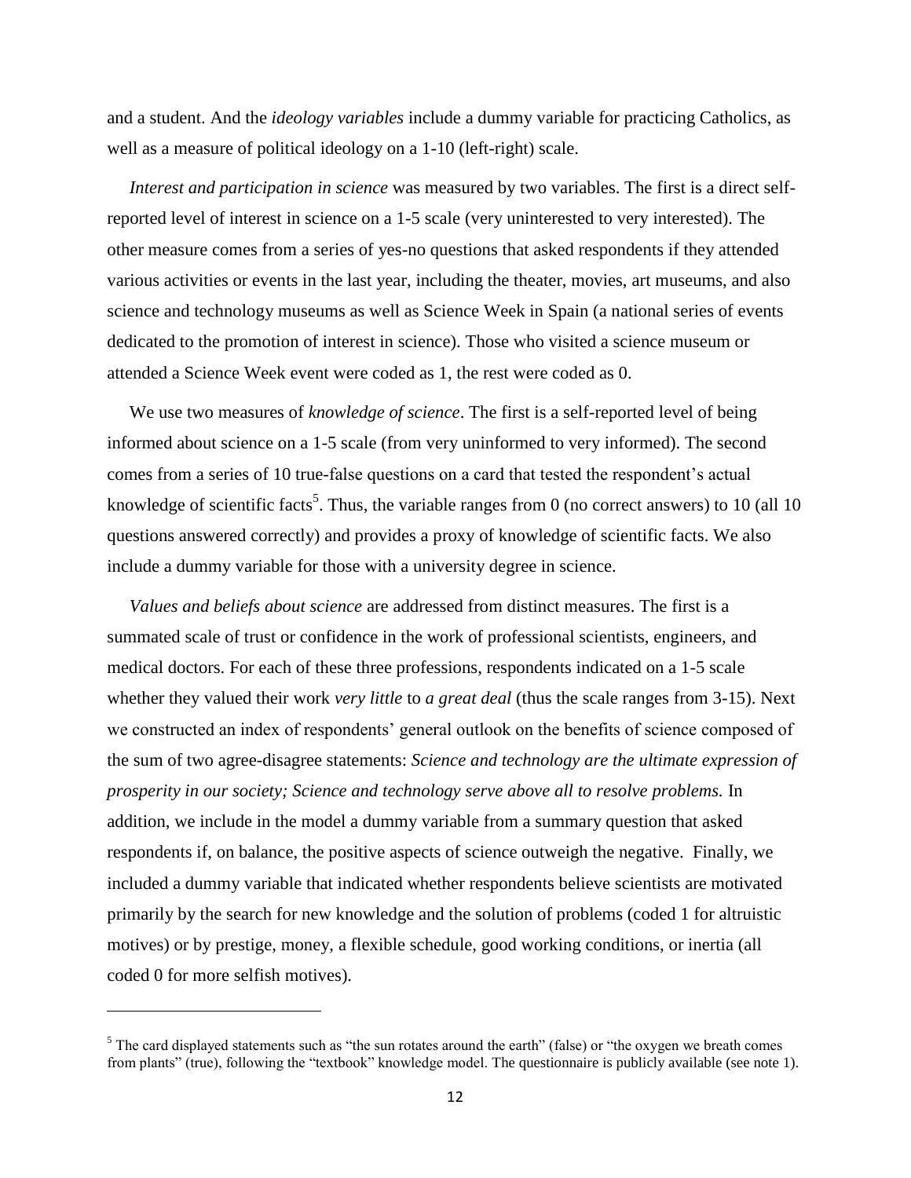and a student. And the *ideology variables* include a dummy variable for practicing Catholics, as well as a measure of political ideology on a 1-10 (left-right) scale.

*Interest and participation in science* was measured by two variables. The first is a direct self-reported level of interest in science on a 1-5 scale (very uninterested to very interested). The other measure comes from a series of yes-no questions that asked respondents if they attended various activities or events in the last year, including the theater, movies, art museums, and also science and technology museums as well as Science Week in Spain (a national series of events dedicated to the promotion of interest in science). Those who visited a science museum or attended a Science Week event were coded as 1, the rest were coded as 0.

We use two measures of *knowledge of science*. The first is a self-reported level of being informed about science on a 1-5 scale (from very uninformed to very informed). The second comes from a series of 10 true-false questions on a card that tested the respondent's actual knowledge of scientific facts[5]. Thus, the variable ranges from 0 (no correct answers) to 10 (all 10 questions answered correctly) and provides a proxy of knowledge of scientific facts. We also include a dummy variable for those with a university degree in science.

*Values and beliefs about science* are addressed from distinct measures. The first is a summated scale of trust or confidence in the work of professional scientists, engineers, and medical doctors. For each of these three professions, respondents indicated on a 1-5 scale whether they valued their work *very little* to *a great deal* (thus the scale ranges from 3-15). Next we constructed an index of respondents' general outlook on the benefits of science composed of the sum of two agree-disagree statements: *Science and technology are the ultimate expression of prosperity in our society; Science and technology serve above all to resolve problems.* In addition, we include in the model a dummy variable from a summary question that asked respondents if, on balance, the positive aspects of science outweigh the negative. Finally, we included a dummy variable that indicated whether respondents believe scientists are motivated primarily by the search for new knowledge and the solution of problems (coded 1 for altruistic motives) or by prestige, money, a flexible schedule, good working conditions, or inertia (all coded 0 for more selfish motives).

---

[5] The card displayed statements such as "the sun rotates around the earth" (false) or "the oxygen we breath comes from plants" (true), following the "textbook" knowledge model. The questionnaire is publicly available (see note 1).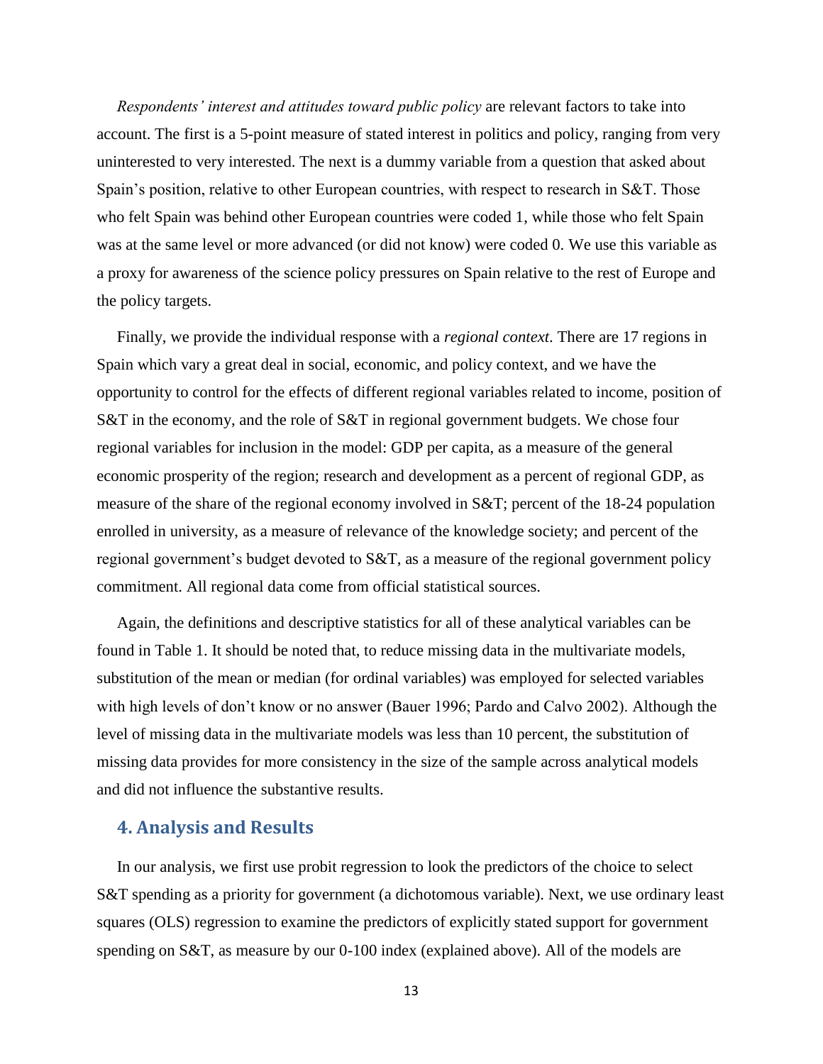*Respondents' interest and attitudes toward public policy* are relevant factors to take into account. The first is a 5-point measure of stated interest in politics and policy, ranging from very uninterested to very interested. The next is a dummy variable from a question that asked about Spain's position, relative to other European countries, with respect to research in S&T. Those who felt Spain was behind other European countries were coded 1, while those who felt Spain was at the same level or more advanced (or did not know) were coded 0. We use this variable as a proxy for awareness of the science policy pressures on Spain relative to the rest of Europe and the policy targets.

Finally, we provide the individual response with a *regional context*. There are 17 regions in Spain which vary a great deal in social, economic, and policy context, and we have the opportunity to control for the effects of different regional variables related to income, position of S&T in the economy, and the role of S&T in regional government budgets. We chose four regional variables for inclusion in the model: GDP per capita, as a measure of the general economic prosperity of the region; research and development as a percent of regional GDP, as measure of the share of the regional economy involved in S&T; percent of the 18-24 population enrolled in university, as a measure of relevance of the knowledge society; and percent of the regional government's budget devoted to S&T, as a measure of the regional government policy commitment. All regional data come from official statistical sources.

Again, the definitions and descriptive statistics for all of these analytical variables can be found in Table 1. It should be noted that, to reduce missing data in the multivariate models, substitution of the mean or median (for ordinal variables) was employed for selected variables with high levels of don't know or no answer (Bauer 1996; Pardo and Calvo 2002). Although the level of missing data in the multivariate models was less than 10 percent, the substitution of missing data provides for more consistency in the size of the sample across analytical models and did not influence the substantive results.

## 4. Analysis and Results

In our analysis, we first use probit regression to look the predictors of the choice to select S&T spending as a priority for government (a dichotomous variable). Next, we use ordinary least squares (OLS) regression to examine the predictors of explicitly stated support for government spending on S&T, as measure by our 0-100 index (explained above). All of the models are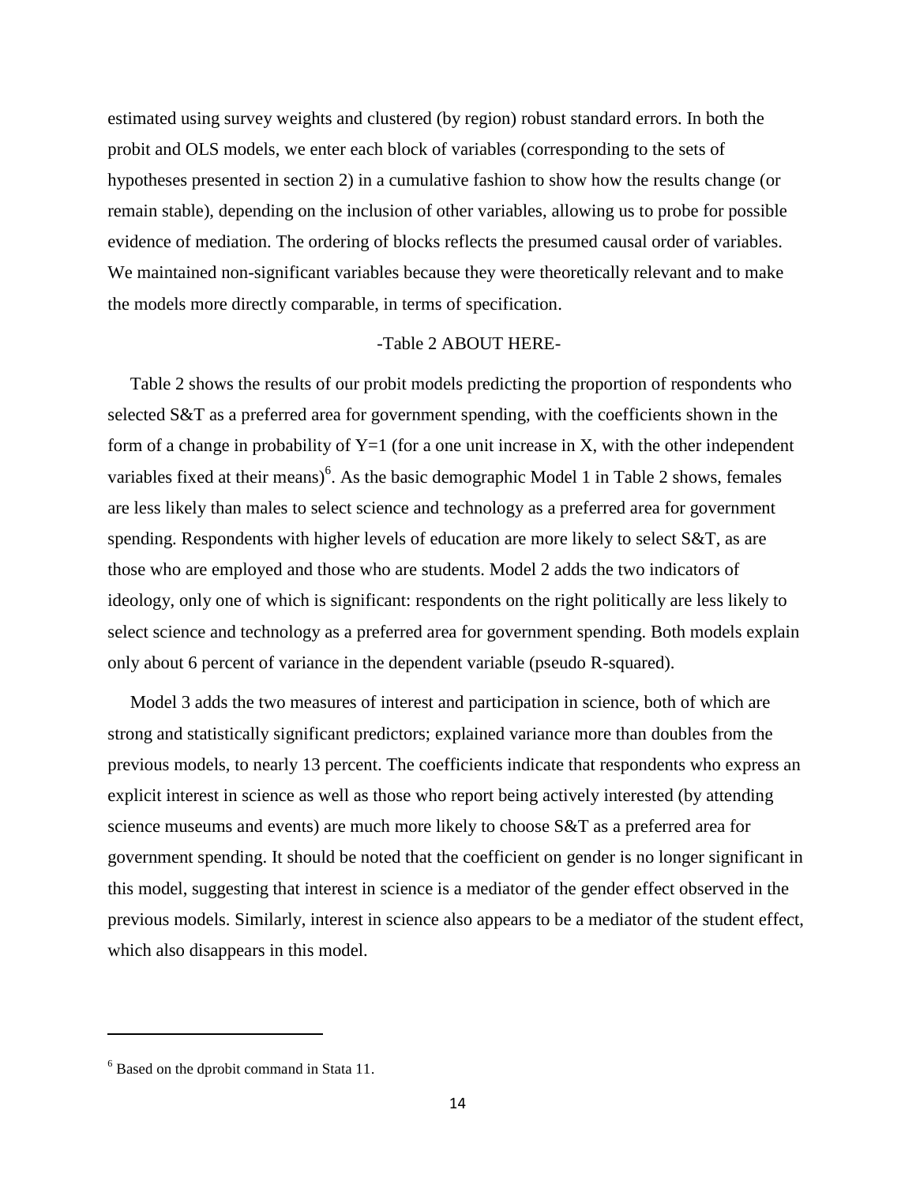estimated using survey weights and clustered (by region) robust standard errors. In both the probit and OLS models, we enter each block of variables (corresponding to the sets of hypotheses presented in section 2) in a cumulative fashion to show how the results change (or remain stable), depending on the inclusion of other variables, allowing us to probe for possible evidence of mediation. The ordering of blocks reflects the presumed causal order of variables. We maintained non-significant variables because they were theoretically relevant and to make the models more directly comparable, in terms of specification.

-Table 2 ABOUT HERE-

Table 2 shows the results of our probit models predicting the proportion of respondents who selected S&T as a preferred area for government spending, with the coefficients shown in the form of a change in probability of Y=1 (for a one unit increase in X, with the other independent variables fixed at their means)[6]. As the basic demographic Model 1 in Table 2 shows, females are less likely than males to select science and technology as a preferred area for government spending. Respondents with higher levels of education are more likely to select S&T, as are those who are employed and those who are students. Model 2 adds the two indicators of ideology, only one of which is significant: respondents on the right politically are less likely to select science and technology as a preferred area for government spending. Both models explain only about 6 percent of variance in the dependent variable (pseudo R-squared).

Model 3 adds the two measures of interest and participation in science, both of which are strong and statistically significant predictors; explained variance more than doubles from the previous models, to nearly 13 percent. The coefficients indicate that respondents who express an explicit interest in science as well as those who report being actively interested (by attending science museums and events) are much more likely to choose S&T as a preferred area for government spending. It should be noted that the coefficient on gender is no longer significant in this model, suggesting that interest in science is a mediator of the gender effect observed in the previous models. Similarly, interest in science also appears to be a mediator of the student effect, which also disappears in this model.

---

[6] Based on the dprobit command in Stata 11.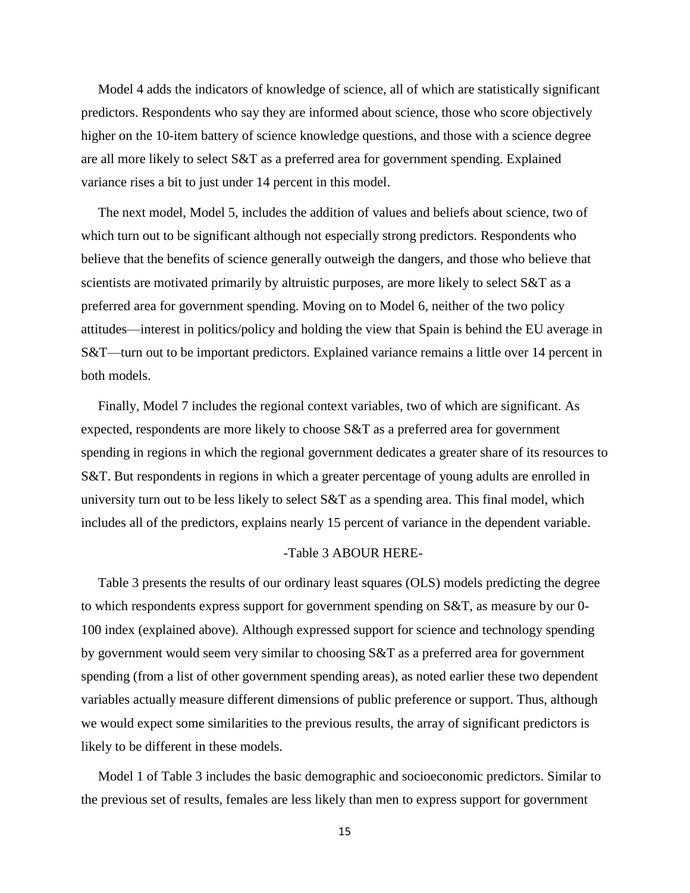Model 4 adds the indicators of knowledge of science, all of which are statistically significant predictors. Respondents who say they are informed about science, those who score objectively higher on the 10-item battery of science knowledge questions, and those with a science degree are all more likely to select S&T as a preferred area for government spending. Explained variance rises a bit to just under 14 percent in this model.

The next model, Model 5, includes the addition of values and beliefs about science, two of which turn out to be significant although not especially strong predictors. Respondents who believe that the benefits of science generally outweigh the dangers, and those who believe that scientists are motivated primarily by altruistic purposes, are more likely to select S&T as a preferred area for government spending. Moving on to Model 6, neither of the two policy attitudes—interest in politics/policy and holding the view that Spain is behind the EU average in S&T—turn out to be important predictors. Explained variance remains a little over 14 percent in both models.

Finally, Model 7 includes the regional context variables, two of which are significant. As expected, respondents are more likely to choose S&T as a preferred area for government spending in regions in which the regional government dedicates a greater share of its resources to S&T. But respondents in regions in which a greater percentage of young adults are enrolled in university turn out to be less likely to select S&T as a spending area. This final model, which includes all of the predictors, explains nearly 15 percent of variance in the dependent variable.

-Table 3 ABOUR HERE-

Table 3 presents the results of our ordinary least squares (OLS) models predicting the degree to which respondents express support for government spending on S&T, as measure by our 0-100 index (explained above). Although expressed support for science and technology spending by government would seem very similar to choosing S&T as a preferred area for government spending (from a list of other government spending areas), as noted earlier these two dependent variables actually measure different dimensions of public preference or support. Thus, although we would expect some similarities to the previous results, the array of significant predictors is likely to be different in these models.

Model 1 of Table 3 includes the basic demographic and socioeconomic predictors. Similar to the previous set of results, females are less likely than men to express support for government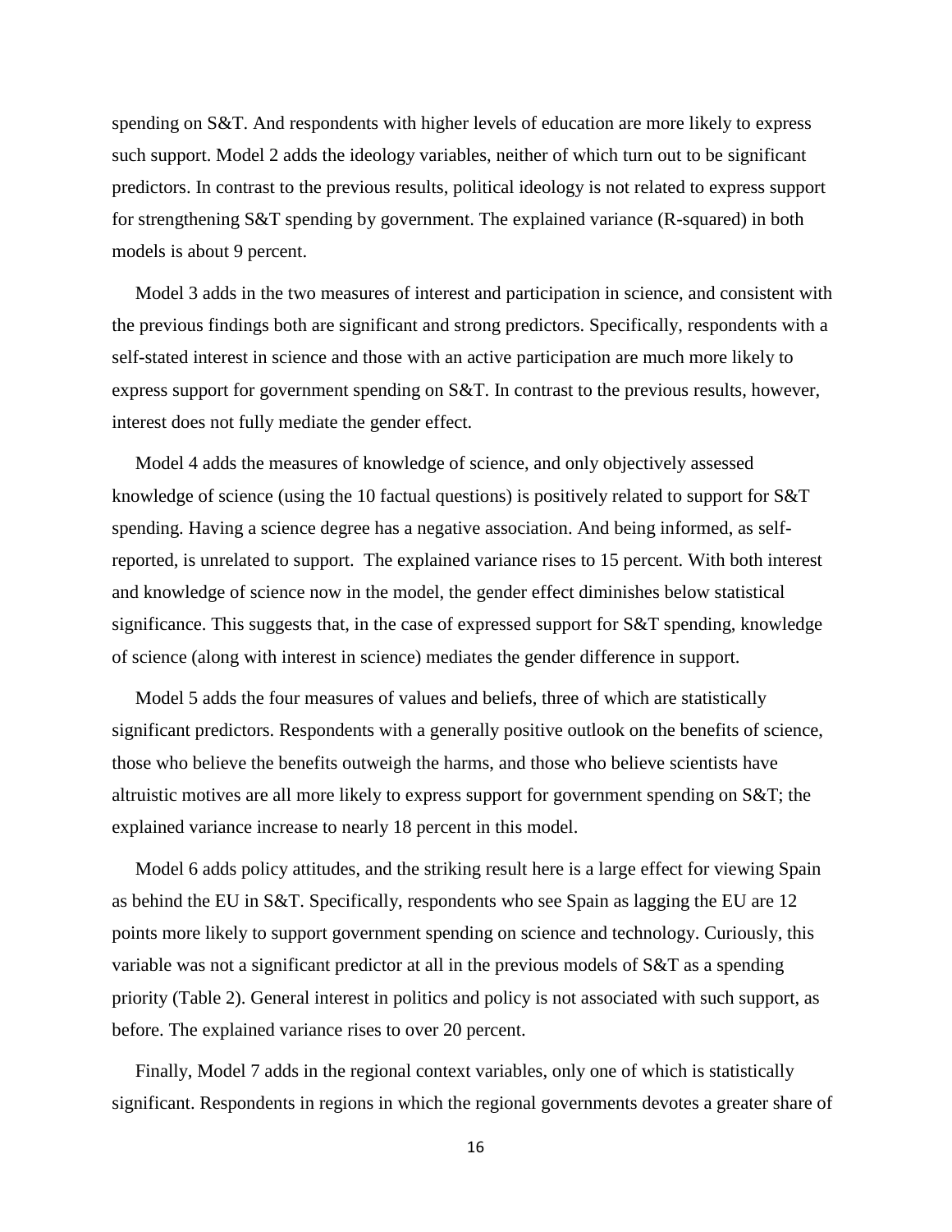spending on S&T. And respondents with higher levels of education are more likely to express such support. Model 2 adds the ideology variables, neither of which turn out to be significant predictors. In contrast to the previous results, political ideology is not related to express support for strengthening S&T spending by government. The explained variance (R-squared) in both models is about 9 percent.

Model 3 adds in the two measures of interest and participation in science, and consistent with the previous findings both are significant and strong predictors. Specifically, respondents with a self-stated interest in science and those with an active participation are much more likely to express support for government spending on S&T. In contrast to the previous results, however, interest does not fully mediate the gender effect.

Model 4 adds the measures of knowledge of science, and only objectively assessed knowledge of science (using the 10 factual questions) is positively related to support for S&T spending. Having a science degree has a negative association. And being informed, as self-reported, is unrelated to support. The explained variance rises to 15 percent. With both interest and knowledge of science now in the model, the gender effect diminishes below statistical significance. This suggests that, in the case of expressed support for S&T spending, knowledge of science (along with interest in science) mediates the gender difference in support.

Model 5 adds the four measures of values and beliefs, three of which are statistically significant predictors. Respondents with a generally positive outlook on the benefits of science, those who believe the benefits outweigh the harms, and those who believe scientists have altruistic motives are all more likely to express support for government spending on S&T; the explained variance increase to nearly 18 percent in this model.

Model 6 adds policy attitudes, and the striking result here is a large effect for viewing Spain as behind the EU in S&T. Specifically, respondents who see Spain as lagging the EU are 12 points more likely to support government spending on science and technology. Curiously, this variable was not a significant predictor at all in the previous models of S&T as a spending priority (Table 2). General interest in politics and policy is not associated with such support, as before. The explained variance rises to over 20 percent.

Finally, Model 7 adds in the regional context variables, only one of which is statistically significant. Respondents in regions in which the regional governments devotes a greater share of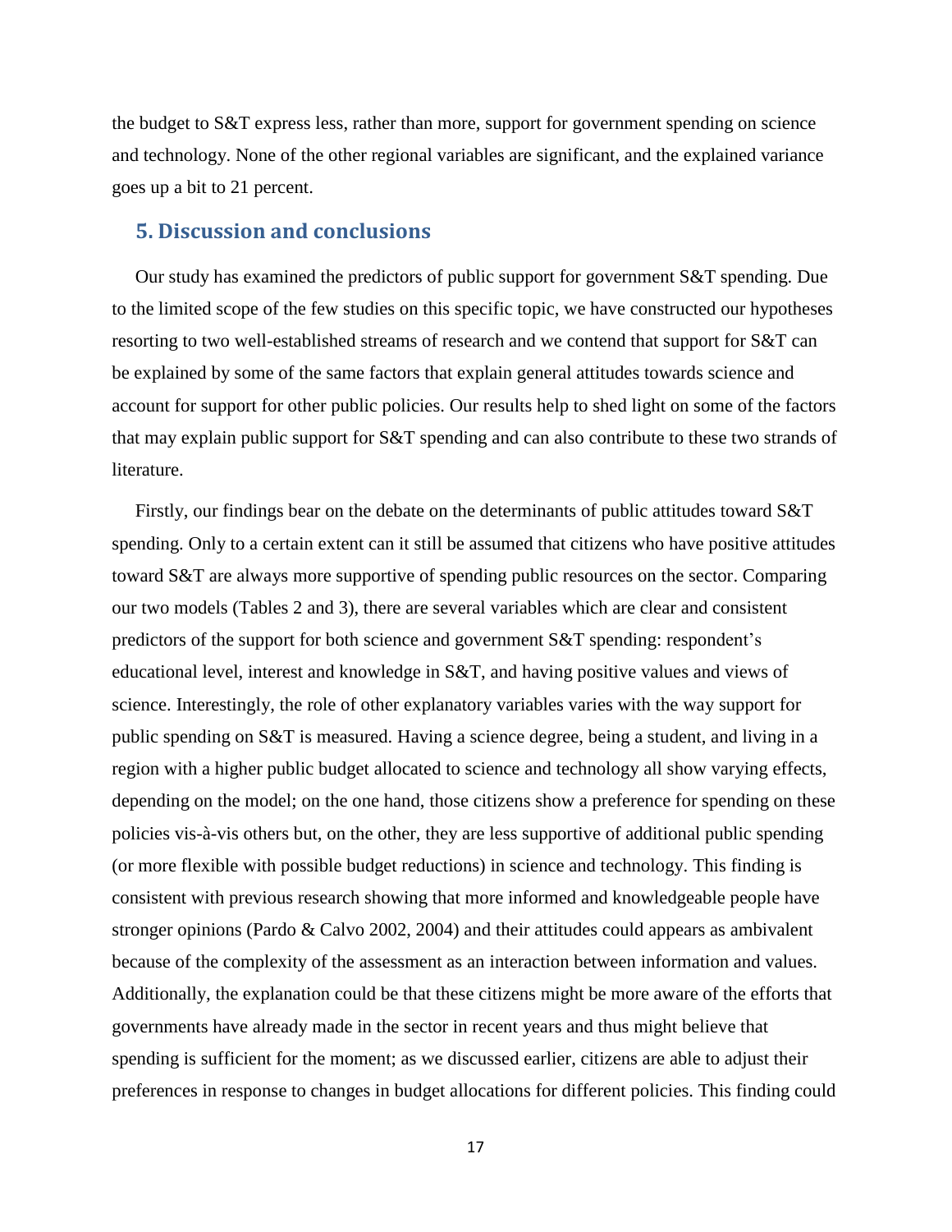the budget to S&T express less, rather than more, support for government spending on science and technology. None of the other regional variables are significant, and the explained variance goes up a bit to 21 percent.

## 5. Discussion and conclusions

Our study has examined the predictors of public support for government S&T spending. Due to the limited scope of the few studies on this specific topic, we have constructed our hypotheses resorting to two well-established streams of research and we contend that support for S&T can be explained by some of the same factors that explain general attitudes towards science and account for support for other public policies. Our results help to shed light on some of the factors that may explain public support for S&T spending and can also contribute to these two strands of literature.

Firstly, our findings bear on the debate on the determinants of public attitudes toward S&T spending. Only to a certain extent can it still be assumed that citizens who have positive attitudes toward S&T are always more supportive of spending public resources on the sector. Comparing our two models (Tables 2 and 3), there are several variables which are clear and consistent predictors of the support for both science and government S&T spending: respondent's educational level, interest and knowledge in S&T, and having positive values and views of science. Interestingly, the role of other explanatory variables varies with the way support for public spending on S&T is measured. Having a science degree, being a student, and living in a region with a higher public budget allocated to science and technology all show varying effects, depending on the model; on the one hand, those citizens show a preference for spending on these policies vis-à-vis others but, on the other, they are less supportive of additional public spending (or more flexible with possible budget reductions) in science and technology. This finding is consistent with previous research showing that more informed and knowledgeable people have stronger opinions (Pardo & Calvo 2002, 2004) and their attitudes could appears as ambivalent because of the complexity of the assessment as an interaction between information and values. Additionally, the explanation could be that these citizens might be more aware of the efforts that governments have already made in the sector in recent years and thus might believe that spending is sufficient for the moment; as we discussed earlier, citizens are able to adjust their preferences in response to changes in budget allocations for different policies. This finding could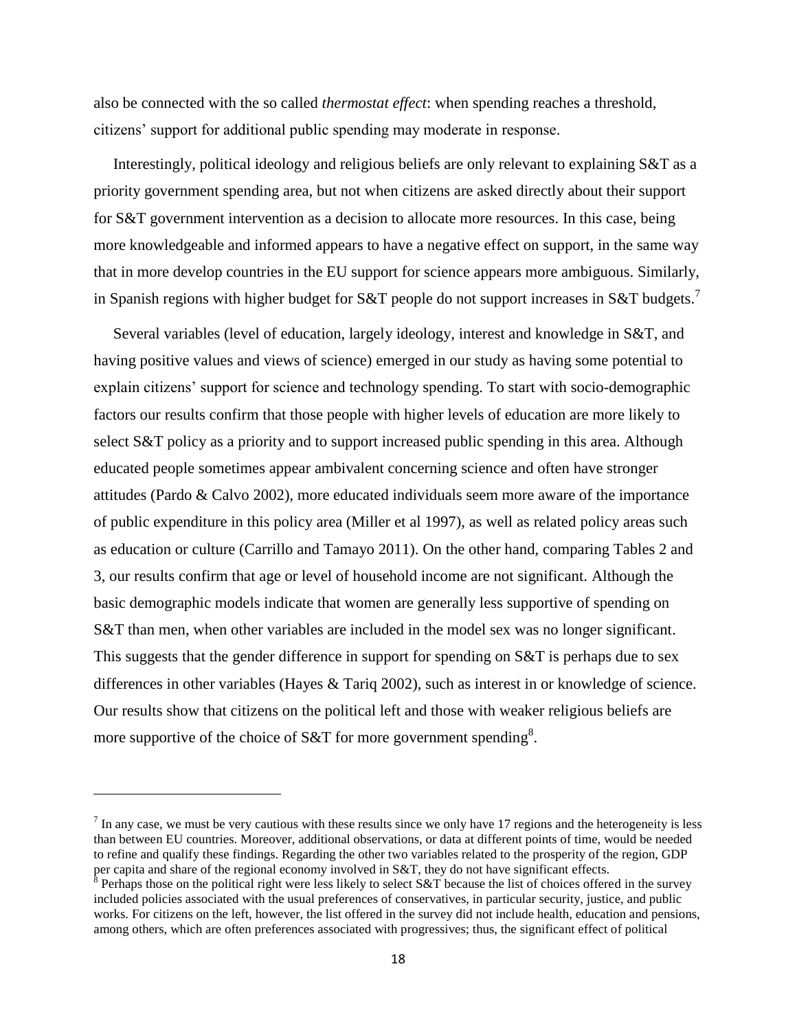also be connected with the so called *thermostat effect*: when spending reaches a threshold, citizens' support for additional public spending may moderate in response.

Interestingly, political ideology and religious beliefs are only relevant to explaining S&T as a priority government spending area, but not when citizens are asked directly about their support for S&T government intervention as a decision to allocate more resources. In this case, being more knowledgeable and informed appears to have a negative effect on support, in the same way that in more develop countries in the EU support for science appears more ambiguous. Similarly, in Spanish regions with higher budget for S&T people do not support increases in S&T budgets.[7]

Several variables (level of education, largely ideology, interest and knowledge in S&T, and having positive values and views of science) emerged in our study as having some potential to explain citizens' support for science and technology spending. To start with socio-demographic factors our results confirm that those people with higher levels of education are more likely to select S&T policy as a priority and to support increased public spending in this area. Although educated people sometimes appear ambivalent concerning science and often have stronger attitudes (Pardo & Calvo 2002), more educated individuals seem more aware of the importance of public expenditure in this policy area (Miller et al 1997), as well as related policy areas such as education or culture (Carrillo and Tamayo 2011). On the other hand, comparing Tables 2 and 3, our results confirm that age or level of household income are not significant. Although the basic demographic models indicate that women are generally less supportive of spending on S&T than men, when other variables are included in the model sex was no longer significant. This suggests that the gender difference in support for spending on S&T is perhaps due to sex differences in other variables (Hayes & Tariq 2002), such as interest in or knowledge of science. Our results show that citizens on the political left and those with weaker religious beliefs are more supportive of the choice of S&T for more government spending[8].

[7] In any case, we must be very cautious with these results since we only have 17 regions and the heterogeneity is less than between EU countries. Moreover, additional observations, or data at different points of time, would be needed to refine and qualify these findings. Regarding the other two variables related to the prosperity of the region, GDP per capita and share of the regional economy involved in S&T, they do not have significant effects.

[8] Perhaps those on the political right were less likely to select S&T because the list of choices offered in the survey included policies associated with the usual preferences of conservatives, in particular security, justice, and public works. For citizens on the left, however, the list offered in the survey did not include health, education and pensions, among others, which are often preferences associated with progressives; thus, the significant effect of political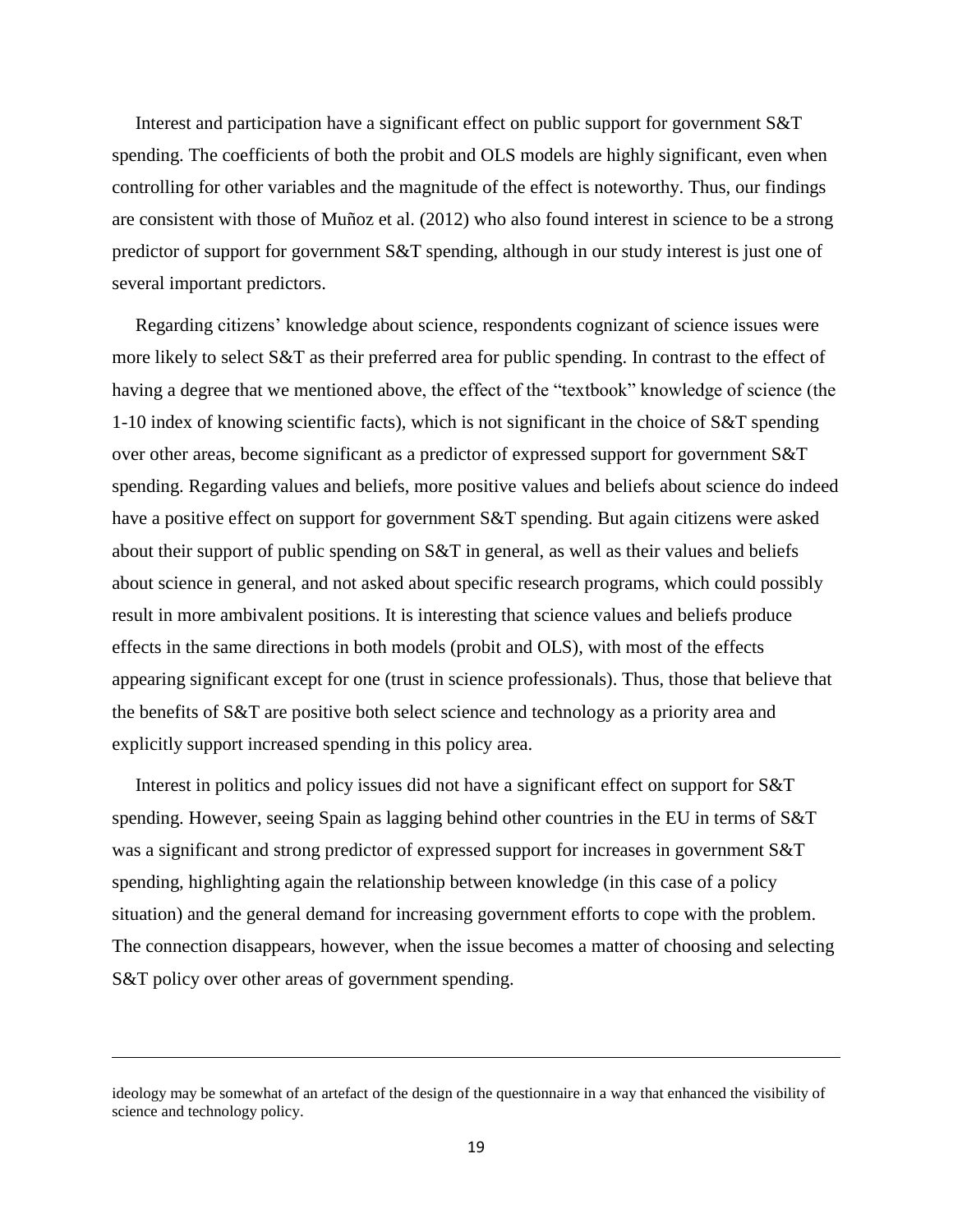Interest and participation have a significant effect on public support for government S&T spending. The coefficients of both the probit and OLS models are highly significant, even when controlling for other variables and the magnitude of the effect is noteworthy. Thus, our findings are consistent with those of Muñoz et al. (2012) who also found interest in science to be a strong predictor of support for government S&T spending, although in our study interest is just one of several important predictors.

Regarding citizens' knowledge about science, respondents cognizant of science issues were more likely to select S&T as their preferred area for public spending. In contrast to the effect of having a degree that we mentioned above, the effect of the "textbook" knowledge of science (the 1-10 index of knowing scientific facts), which is not significant in the choice of S&T spending over other areas, become significant as a predictor of expressed support for government S&T spending. Regarding values and beliefs, more positive values and beliefs about science do indeed have a positive effect on support for government S&T spending. But again citizens were asked about their support of public spending on S&T in general, as well as their values and beliefs about science in general, and not asked about specific research programs, which could possibly result in more ambivalent positions. It is interesting that science values and beliefs produce effects in the same directions in both models (probit and OLS), with most of the effects appearing significant except for one (trust in science professionals). Thus, those that believe that the benefits of S&T are positive both select science and technology as a priority area and explicitly support increased spending in this policy area.

Interest in politics and policy issues did not have a significant effect on support for S&T spending. However, seeing Spain as lagging behind other countries in the EU in terms of S&T was a significant and strong predictor of expressed support for increases in government S&T spending, highlighting again the relationship between knowledge (in this case of a policy situation) and the general demand for increasing government efforts to cope with the problem. The connection disappears, however, when the issue becomes a matter of choosing and selecting S&T policy over other areas of government spending.

---

ideology may be somewhat of an artefact of the design of the questionnaire in a way that enhanced the visibility of science and technology policy.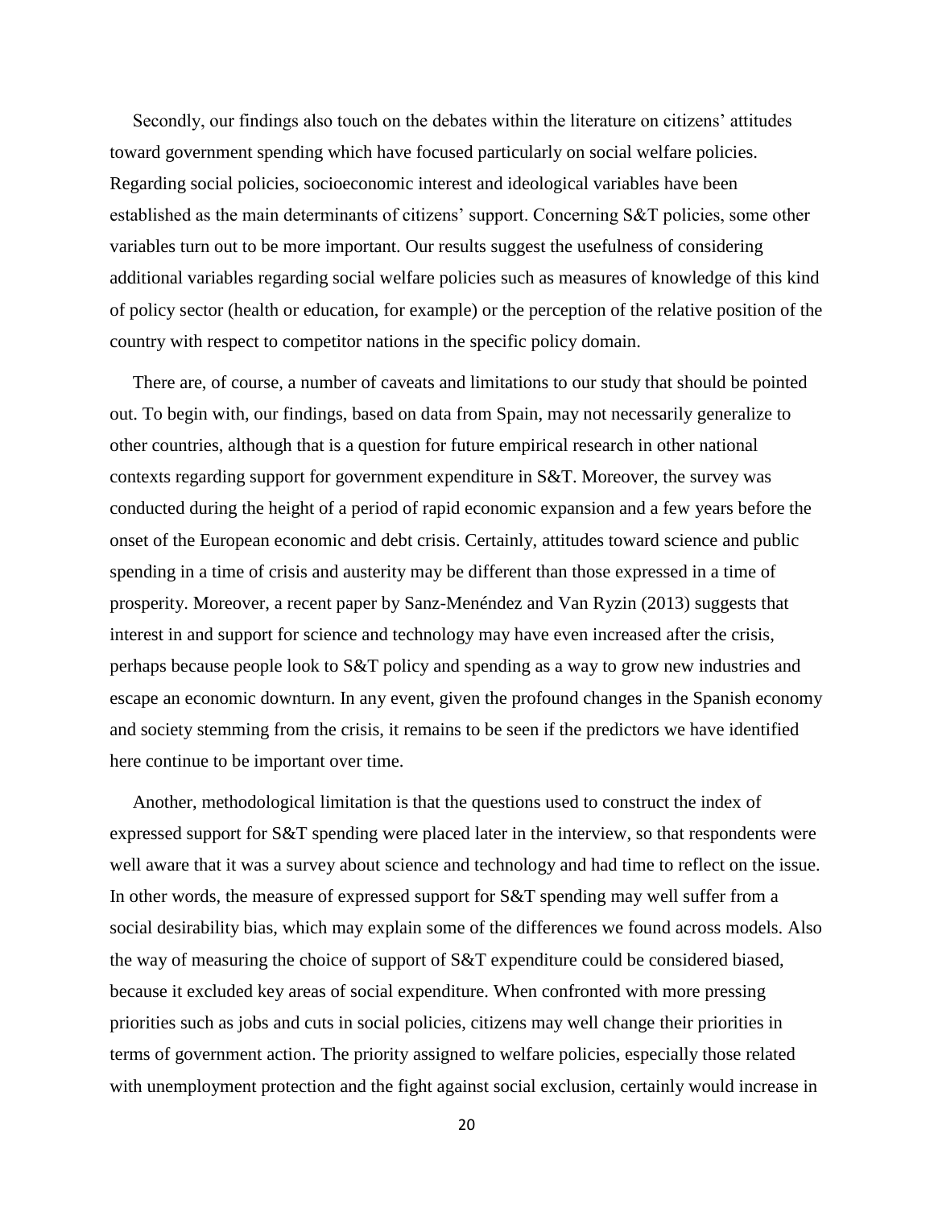Secondly, our findings also touch on the debates within the literature on citizens' attitudes toward government spending which have focused particularly on social welfare policies. Regarding social policies, socioeconomic interest and ideological variables have been established as the main determinants of citizens' support. Concerning S&T policies, some other variables turn out to be more important. Our results suggest the usefulness of considering additional variables regarding social welfare policies such as measures of knowledge of this kind of policy sector (health or education, for example) or the perception of the relative position of the country with respect to competitor nations in the specific policy domain.

There are, of course, a number of caveats and limitations to our study that should be pointed out. To begin with, our findings, based on data from Spain, may not necessarily generalize to other countries, although that is a question for future empirical research in other national contexts regarding support for government expenditure in S&T. Moreover, the survey was conducted during the height of a period of rapid economic expansion and a few years before the onset of the European economic and debt crisis. Certainly, attitudes toward science and public spending in a time of crisis and austerity may be different than those expressed in a time of prosperity. Moreover, a recent paper by Sanz-Menéndez and Van Ryzin (2013) suggests that interest in and support for science and technology may have even increased after the crisis, perhaps because people look to S&T policy and spending as a way to grow new industries and escape an economic downturn. In any event, given the profound changes in the Spanish economy and society stemming from the crisis, it remains to be seen if the predictors we have identified here continue to be important over time.

Another, methodological limitation is that the questions used to construct the index of expressed support for S&T spending were placed later in the interview, so that respondents were well aware that it was a survey about science and technology and had time to reflect on the issue. In other words, the measure of expressed support for S&T spending may well suffer from a social desirability bias, which may explain some of the differences we found across models. Also the way of measuring the choice of support of S&T expenditure could be considered biased, because it excluded key areas of social expenditure. When confronted with more pressing priorities such as jobs and cuts in social policies, citizens may well change their priorities in terms of government action. The priority assigned to welfare policies, especially those related with unemployment protection and the fight against social exclusion, certainly would increase in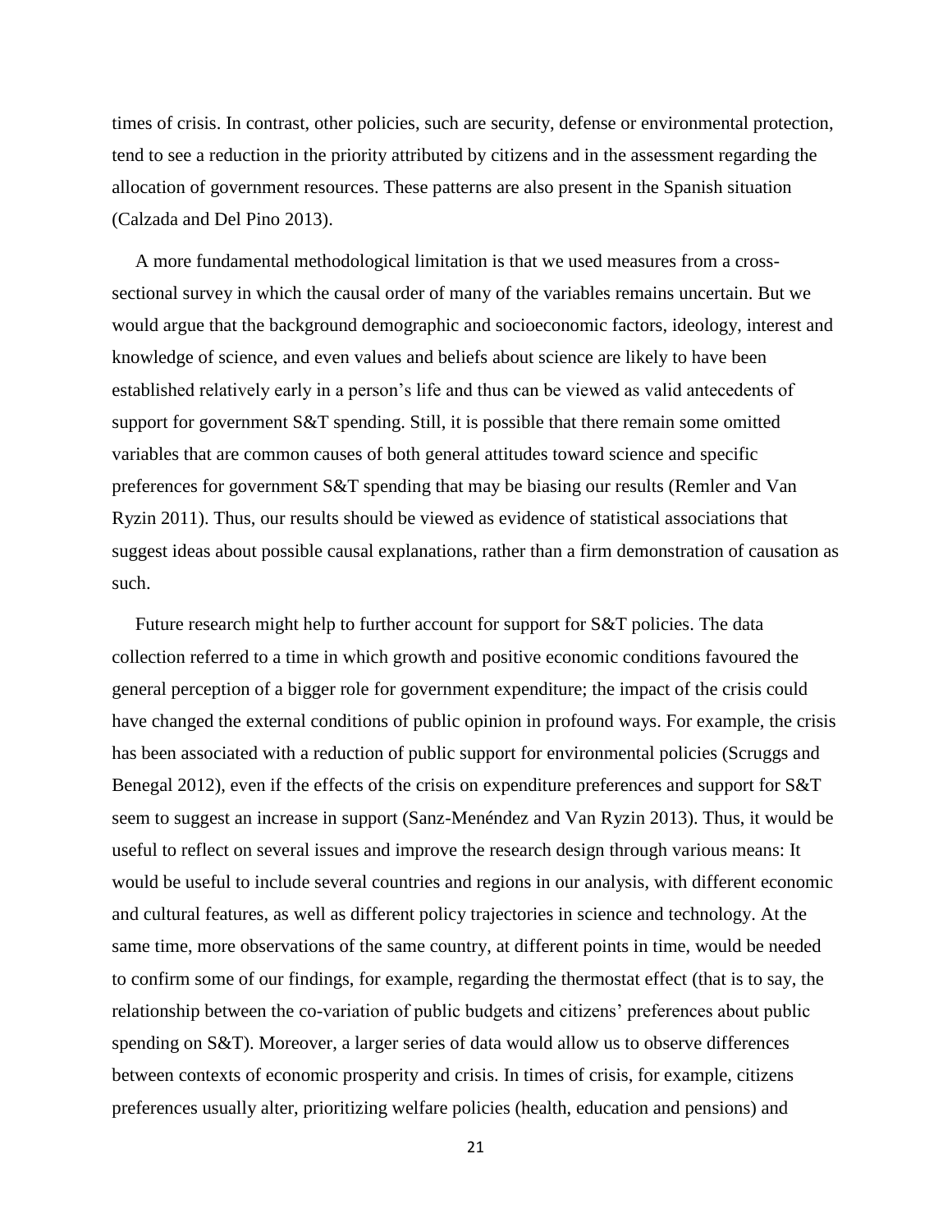times of crisis. In contrast, other policies, such are security, defense or environmental protection, tend to see a reduction in the priority attributed by citizens and in the assessment regarding the allocation of government resources. These patterns are also present in the Spanish situation (Calzada and Del Pino 2013).

A more fundamental methodological limitation is that we used measures from a cross-sectional survey in which the causal order of many of the variables remains uncertain. But we would argue that the background demographic and socioeconomic factors, ideology, interest and knowledge of science, and even values and beliefs about science are likely to have been established relatively early in a person's life and thus can be viewed as valid antecedents of support for government S&T spending. Still, it is possible that there remain some omitted variables that are common causes of both general attitudes toward science and specific preferences for government S&T spending that may be biasing our results (Remler and Van Ryzin 2011). Thus, our results should be viewed as evidence of statistical associations that suggest ideas about possible causal explanations, rather than a firm demonstration of causation as such.

Future research might help to further account for support for S&T policies. The data collection referred to a time in which growth and positive economic conditions favoured the general perception of a bigger role for government expenditure; the impact of the crisis could have changed the external conditions of public opinion in profound ways. For example, the crisis has been associated with a reduction of public support for environmental policies (Scruggs and Benegal 2012), even if the effects of the crisis on expenditure preferences and support for S&T seem to suggest an increase in support (Sanz-Menéndez and Van Ryzin 2013). Thus, it would be useful to reflect on several issues and improve the research design through various means: It would be useful to include several countries and regions in our analysis, with different economic and cultural features, as well as different policy trajectories in science and technology. At the same time, more observations of the same country, at different points in time, would be needed to confirm some of our findings, for example, regarding the thermostat effect (that is to say, the relationship between the co-variation of public budgets and citizens' preferences about public spending on S&T). Moreover, a larger series of data would allow us to observe differences between contexts of economic prosperity and crisis. In times of crisis, for example, citizens preferences usually alter, prioritizing welfare policies (health, education and pensions) and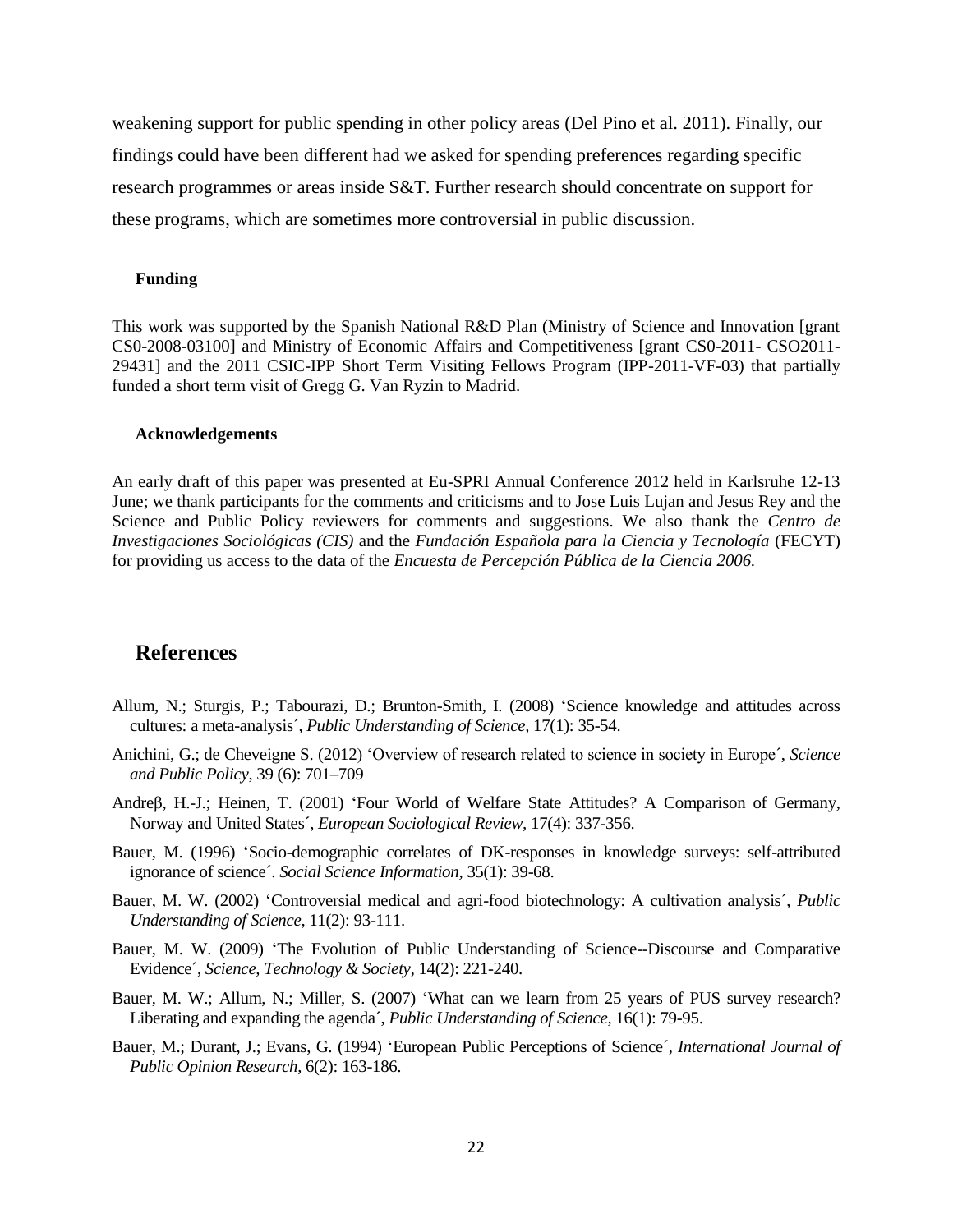weakening support for public spending in other policy areas (Del Pino et al. 2011). Finally, our findings could have been different had we asked for spending preferences regarding specific research programmes or areas inside S&T. Further research should concentrate on support for these programs, which are sometimes more controversial in public discussion.

### Funding

This work was supported by the Spanish National R&D Plan (Ministry of Science and Innovation [grant CS0-2008-03100] and Ministry of Economic Affairs and Competitiveness [grant CS0-2011- CSO2011-29431] and the 2011 CSIC-IPP Short Term Visiting Fellows Program (IPP-2011-VF-03) that partially funded a short term visit of Gregg G. Van Ryzin to Madrid.

### Acknowledgements

An early draft of this paper was presented at Eu-SPRI Annual Conference 2012 held in Karlsruhe 12-13 June; we thank participants for the comments and criticisms and to Jose Luis Lujan and Jesus Rey and the Science and Public Policy reviewers for comments and suggestions. We also thank the *Centro de Investigaciones Sociológicas (CIS)* and the *Fundación Española para la Ciencia y Tecnología* (FECYT) for providing us access to the data of the *Encuesta de Percepción Pública de la Ciencia 2006.*

## References

Allum, N.; Sturgis, P.; Tabourazi, D.; Brunton-Smith, I. (2008) 'Science knowledge and attitudes across cultures: a meta-analysis´, *Public Understanding of Science*, 17(1): 35-54.

Anichini, G.; de Cheveigne S. (2012) 'Overview of research related to science in society in Europe´, *Science and Public Policy*, 39 (6): 701–709

Andreβ, H.-J.; Heinen, T. (2001) 'Four World of Welfare State Attitudes? A Comparison of Germany, Norway and United States´, *European Sociological Review*, 17(4): 337-356.

Bauer, M. (1996) 'Socio-demographic correlates of DK-responses in knowledge surveys: self-attributed ignorance of science´. *Social Science Information*, 35(1): 39-68.

Bauer, M. W. (2002) 'Controversial medical and agri-food biotechnology: A cultivation analysis´, *Public Understanding of Science*, 11(2): 93-111.

Bauer, M. W. (2009) 'The Evolution of Public Understanding of Science--Discourse and Comparative Evidence´, *Science, Technology & Society*, 14(2): 221-240.

Bauer, M. W.; Allum, N.; Miller, S. (2007) 'What can we learn from 25 years of PUS survey research? Liberating and expanding the agenda´, *Public Understanding of Science*, 16(1): 79-95.

Bauer, M.; Durant, J.; Evans, G. (1994) 'European Public Perceptions of Science´, *International Journal of Public Opinion Research*, 6(2): 163-186.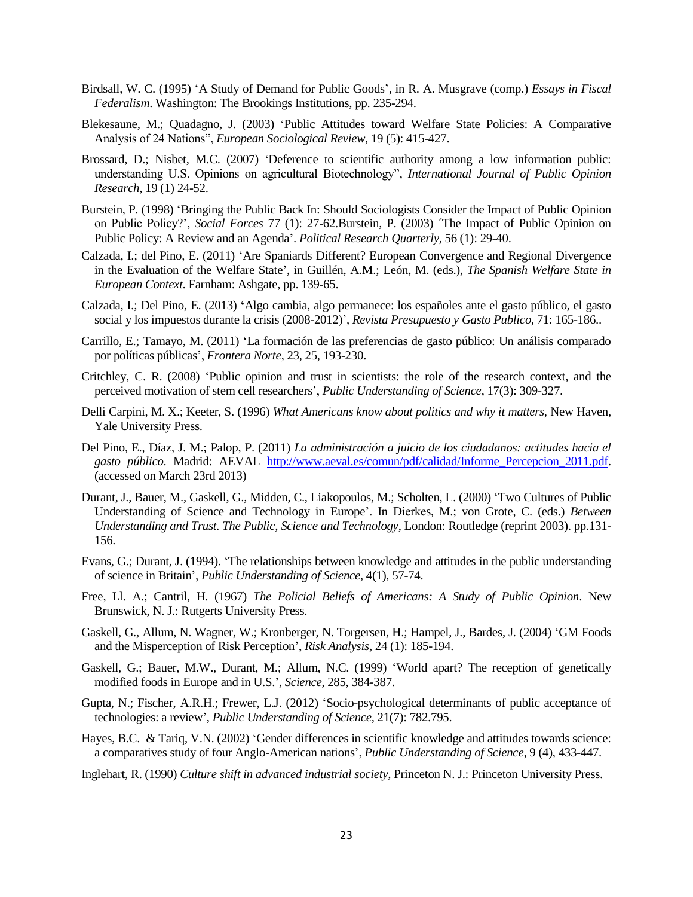Birdsall, W. C. (1995) 'A Study of Demand for Public Goods', in R. A. Musgrave (comp.) *Essays in Fiscal Federalism*. Washington: The Brookings Institutions, pp. 235-294.

Blekesaune, M.; Quadagno, J. (2003) 'Public Attitudes toward Welfare State Policies: A Comparative Analysis of 24 Nations", *European Sociological Review*, 19 (5): 415-427.

Brossard, D.; Nisbet, M.C. (2007) 'Deference to scientific authority among a low information public: understanding U.S. Opinions on agricultural Biotechnology", *International Journal of Public Opinion Research*, 19 (1) 24-52.

Burstein, P. (1998) 'Bringing the Public Back In: Should Sociologists Consider the Impact of Public Opinion on Public Policy?', *Social Forces* 77 (1): 27-62.Burstein, P. (2003) ´The Impact of Public Opinion on Public Policy: A Review and an Agenda'. *Political Research Quarterly*, 56 (1): 29-40.

Calzada, I.; del Pino, E. (2011) 'Are Spaniards Different? European Convergence and Regional Divergence in the Evaluation of the Welfare State', in Guillén, A.M.; León, M. (eds.), *The Spanish Welfare State in European Context*. Farnham: Ashgate, pp. 139-65.

Calzada, I.; Del Pino, E. (2013) **'**Algo cambia, algo permanece: los españoles ante el gasto público, el gasto social y los impuestos durante la crisis (2008-2012)', *Revista Presupuesto y Gasto Publico*, 71: 165-186..

Carrillo, E.; Tamayo, M. (2011) 'La formación de las preferencias de gasto público: Un análisis comparado por políticas públicas', *Frontera Norte*, 23, 25, 193-230.

Critchley, C. R. (2008) 'Public opinion and trust in scientists: the role of the research context, and the perceived motivation of stem cell researchers', *Public Understanding of Science*, 17(3): 309-327.

Delli Carpini, M. X.; Keeter, S. (1996) *What Americans know about politics and why it matters*, New Haven, Yale University Press.

Del Pino, E., Díaz, J. M.; Palop, P. (2011) *La administración a juicio de los ciudadanos: actitudes hacia el gasto público*. Madrid: AEVAL http://www.aeval.es/comun/pdf/calidad/Informe_Percepcion_2011.pdf. (accessed on March 23rd 2013)

Durant, J., Bauer, M., Gaskell, G., Midden, C., Liakopoulos, M.; Scholten, L. (2000) 'Two Cultures of Public Understanding of Science and Technology in Europe'. In Dierkes, M.; von Grote, C. (eds.) *Between Understanding and Trust. The Public, Science and Technology*, London: Routledge (reprint 2003). pp.131-156.

Evans, G.; Durant, J. (1994). 'The relationships between knowledge and attitudes in the public understanding of science in Britain', *Public Understanding of Science*, 4(1), 57-74.

Free, Ll. A.; Cantril, H. (1967) *The Policial Beliefs of Americans: A Study of Public Opinion*. New Brunswick, N. J.: Rutgerts University Press.

Gaskell, G., Allum, N. Wagner, W.; Kronberger, N. Torgersen, H.; Hampel, J., Bardes, J. (2004) 'GM Foods and the Misperception of Risk Perception', *Risk Analysis*, 24 (1): 185-194.

Gaskell, G.; Bauer, M.W., Durant, M.; Allum, N.C. (1999) 'World apart? The reception of genetically modified foods in Europe and in U.S.', *Science*, 285, 384-387.

Gupta, N.; Fischer, A.R.H.; Frewer, L.J. (2012) 'Socio-psychological determinants of public acceptance of technologies: a review', *Public Understanding of Science,* 21(7): 782.795.

Hayes, B.C. & Tariq, V.N. (2002) 'Gender differences in scientific knowledge and attitudes towards science: a comparatives study of four Anglo-American nations', *Public Understanding of Science,* 9 (4), 433-447.

Inglehart, R. (1990) *Culture shift in advanced industrial society,* Princeton N. J.: Princeton University Press.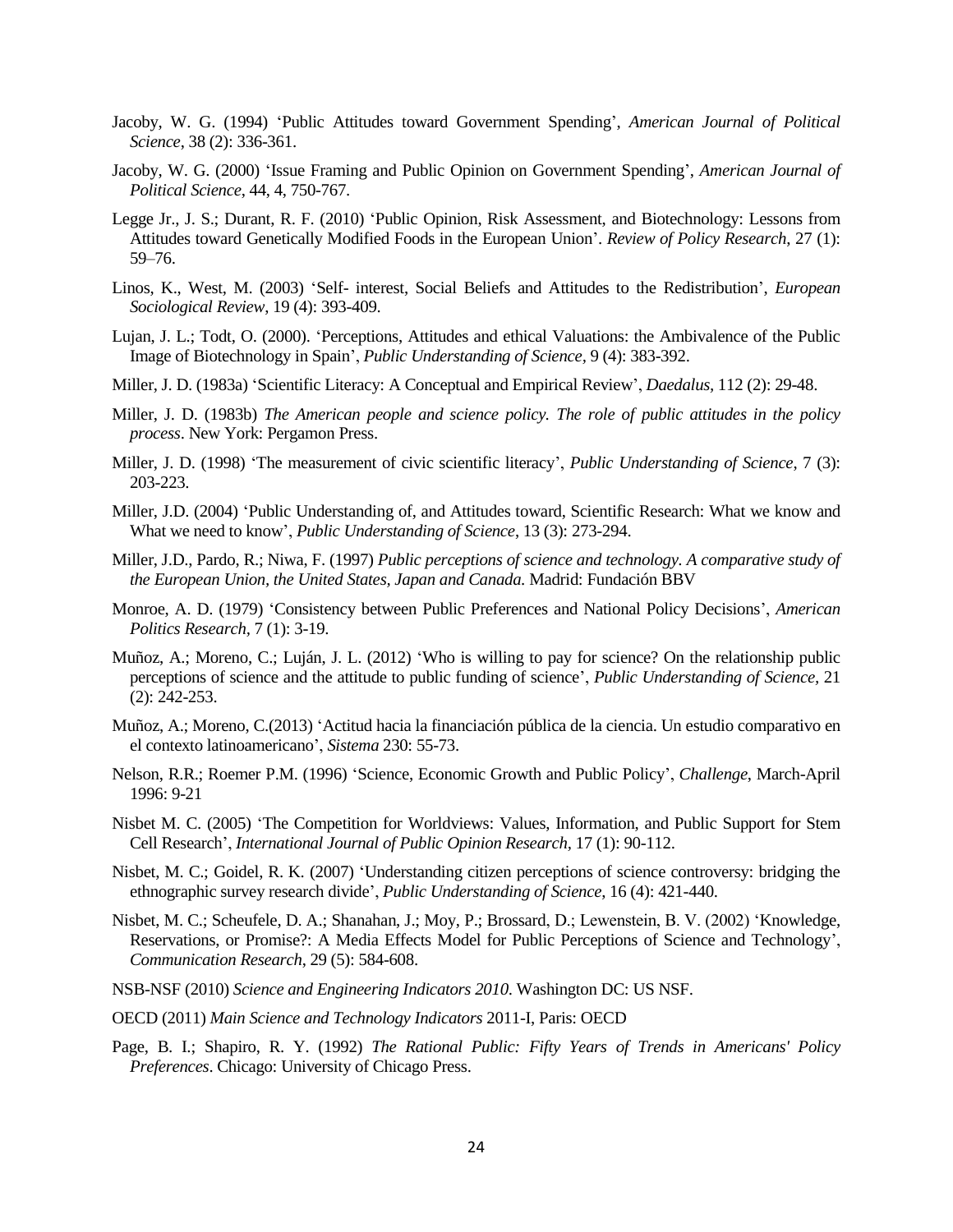Jacoby, W. G. (1994) 'Public Attitudes toward Government Spending', *American Journal of Political Science*, 38 (2): 336-361.

Jacoby, W. G. (2000) 'Issue Framing and Public Opinion on Government Spending', *American Journal of Political Science*, 44, 4, 750-767.

Legge Jr., J. S.; Durant, R. F. (2010) 'Public Opinion, Risk Assessment, and Biotechnology: Lessons from Attitudes toward Genetically Modified Foods in the European Union'. *Review of Policy Research*, 27 (1): 59–76.

Linos, K., West, M. (2003) 'Self- interest, Social Beliefs and Attitudes to the Redistribution', *European Sociological Review*, 19 (4): 393-409.

Lujan, J. L.; Todt, O. (2000). 'Perceptions, Attitudes and ethical Valuations: the Ambivalence of the Public Image of Biotechnology in Spain', *Public Understanding of Science,* 9 (4): 383-392.

Miller, J. D. (1983a) 'Scientific Literacy: A Conceptual and Empirical Review', *Daedalus*, 112 (2): 29-48.

Miller, J. D. (1983b) *The American people and science policy. The role of public attitudes in the policy process*. New York: Pergamon Press.

Miller, J. D. (1998) 'The measurement of civic scientific literacy', *Public Understanding of Science*, 7 (3): 203-223.

Miller, J.D. (2004) 'Public Understanding of, and Attitudes toward, Scientific Research: What we know and What we need to know', *Public Understanding of Science*, 13 (3): 273-294.

Miller, J.D., Pardo, R.; Niwa, F. (1997) *Public perceptions of science and technology. A comparative study of the European Union, the United States, Japan and Canada*. Madrid: Fundación BBV

Monroe, A. D. (1979) 'Consistency between Public Preferences and National Policy Decisions', *American Politics Research*, 7 (1): 3-19.

Muñoz, A.; Moreno, C.; Luján, J. L. (2012) 'Who is willing to pay for science? On the relationship public perceptions of science and the attitude to public funding of science', *Public Understanding of Science,* 21 (2): 242-253.

Muñoz, A.; Moreno, C.(2013) 'Actitud hacia la financiación pública de la ciencia. Un estudio comparativo en el contexto latinoamericano', *Sistema* 230: 55-73.

Nelson, R.R.; Roemer P.M. (1996) 'Science, Economic Growth and Public Policy', *Challenge*, March-April 1996: 9-21

Nisbet M. C. (2005) 'The Competition for Worldviews: Values, Information, and Public Support for Stem Cell Research', *International Journal of Public Opinion Research,* 17 (1): 90-112.

Nisbet, M. C.; Goidel, R. K. (2007) 'Understanding citizen perceptions of science controversy: bridging the ethnographic survey research divide', *Public Understanding of Science*, 16 (4): 421-440.

Nisbet, M. C.; Scheufele, D. A.; Shanahan, J.; Moy, P.; Brossard, D.; Lewenstein, B. V. (2002) 'Knowledge, Reservations, or Promise?: A Media Effects Model for Public Perceptions of Science and Technology', *Communication Research*, 29 (5): 584-608.

NSB-NSF (2010) *Science and Engineering Indicators 2010*. Washington DC: US NSF.

OECD (2011) *Main Science and Technology Indicators* 2011-I, Paris: OECD

Page, B. I.; Shapiro, R. Y. (1992) *The Rational Public: Fifty Years of Trends in Americans' Policy Preferences*. Chicago: University of Chicago Press.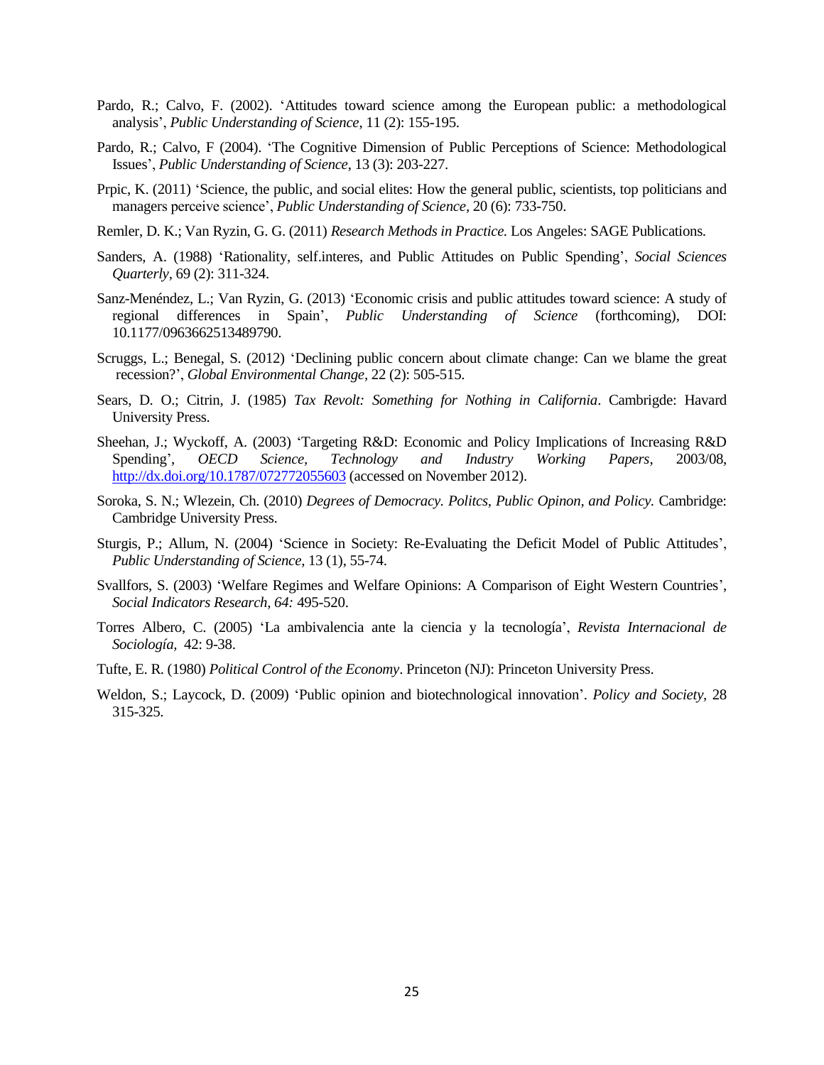Pardo, R.; Calvo, F. (2002). 'Attitudes toward science among the European public: a methodological analysis', *Public Understanding of Science*, 11 (2): 155-195.

Pardo, R.; Calvo, F (2004). 'The Cognitive Dimension of Public Perceptions of Science: Methodological Issues', *Public Understanding of Science*, 13 (3): 203-227.

Prpic, K. (2011) 'Science, the public, and social elites: How the general public, scientists, top politicians and managers perceive science', *Public Understanding of Science*, 20 (6): 733-750.

Remler, D. K.; Van Ryzin, G. G. (2011) *Research Methods in Practice.* Los Angeles: SAGE Publications.

Sanders, A. (1988) 'Rationality, self.interes, and Public Attitudes on Public Spending', *Social Sciences Quarterly*, 69 (2): 311-324.

Sanz-Menéndez, L.; Van Ryzin, G. (2013) 'Economic crisis and public attitudes toward science: A study of regional differences in Spain', *Public Understanding of Science* (forthcoming), DOI: 10.1177/0963662513489790.

Scruggs, L.; Benegal, S. (2012) 'Declining public concern about climate change: Can we blame the great recession?', *Global Environmental Change*, 22 (2): 505-515.

Sears, D. O.; Citrin, J. (1985) *Tax Revolt: Something for Nothing in California*. Cambrigde: Havard University Press.

Sheehan, J.; Wyckoff, A. (2003) 'Targeting R&D: Economic and Policy Implications of Increasing R&D Spending', *OECD Science, Technology and Industry Working Papers*, 2003/08, http://dx.doi.org/10.1787/072772055603 (accessed on November 2012).

Soroka, S. N.; Wlezein, Ch. (2010) *Degrees of Democracy. Politcs, Public Opinon, and Policy.* Cambridge: Cambridge University Press.

Sturgis, P.; Allum, N. (2004) 'Science in Society: Re-Evaluating the Deficit Model of Public Attitudes', *Public Understanding of Science*, 13 (1), 55-74.

Svallfors, S. (2003) 'Welfare Regimes and Welfare Opinions: A Comparison of Eight Western Countries', *Social Indicators Research, 64:* 495-520.

Torres Albero, C. (2005) 'La ambivalencia ante la ciencia y la tecnología', *Revista Internacional de Sociología,* 42: 9-38.

Tufte, E. R. (1980) *Political Control of the Economy*. Princeton (NJ): Princeton University Press.

Weldon, S.; Laycock, D. (2009) 'Public opinion and biotechnological innovation'. *Policy and Society*, 28 315-325.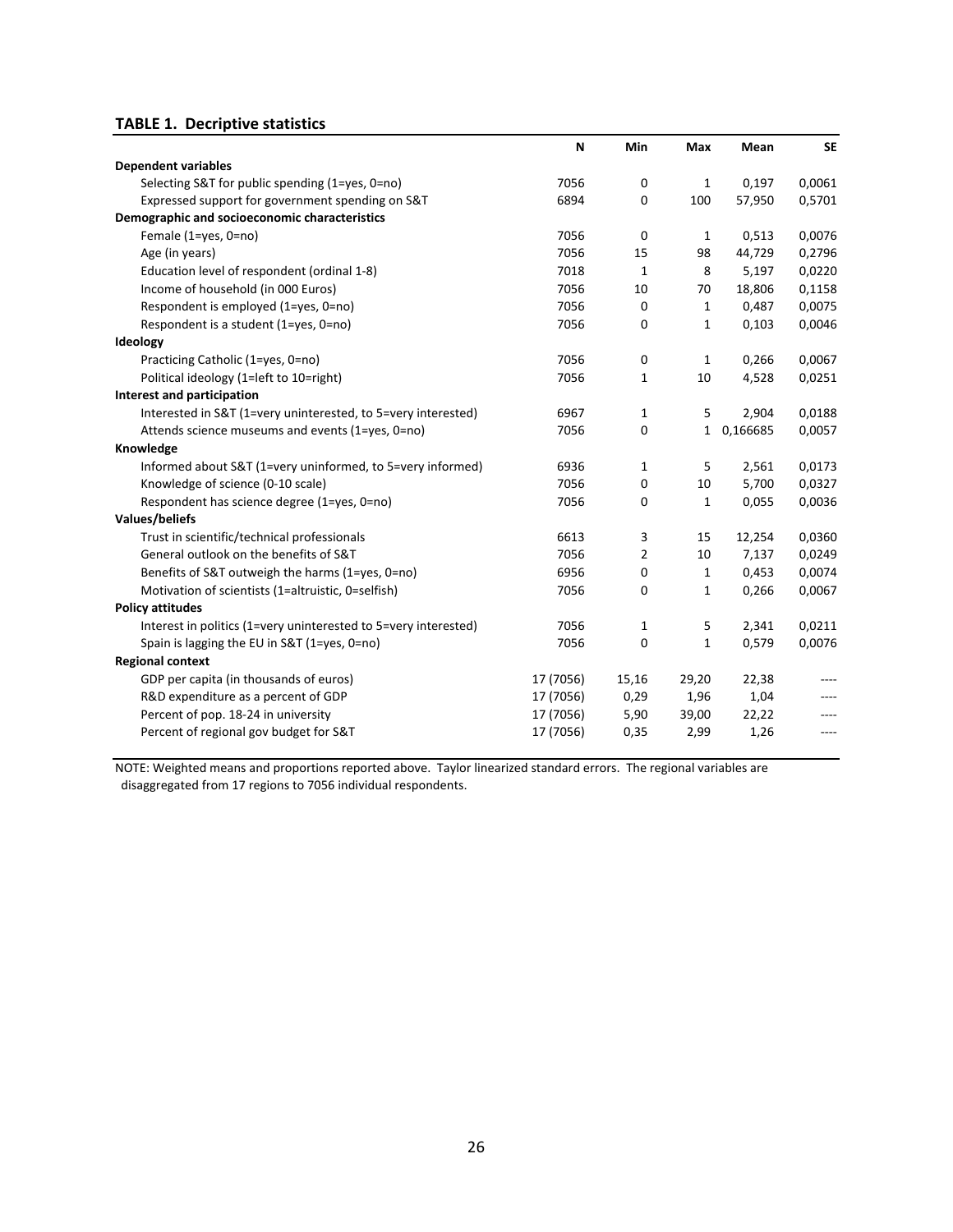**TABLE 1. Decriptive statistics**

| | N | Min | Max | Mean | SE |
|---|---|---|---|---|---|
| **Dependent variables** | | | | | |
| Selecting S&T for public spending (1=yes, 0=no) | 7056 | 0 | 1 | 0,197 | 0,0061 |
| Expressed support for government spending on S&T | 6894 | 0 | 100 | 57,950 | 0,5701 |
| **Demographic and socioeconomic characteristics** | | | | | |
| Female (1=yes, 0=no) | 7056 | 0 | 1 | 0,513 | 0,0076 |
| Age (in years) | 7056 | 15 | 98 | 44,729 | 0,2796 |
| Education level of respondent (ordinal 1-8) | 7018 | 1 | 8 | 5,197 | 0,0220 |
| Income of household (in 000 Euros) | 7056 | 10 | 70 | 18,806 | 0,1158 |
| Respondent is employed (1=yes, 0=no) | 7056 | 0 | 1 | 0,487 | 0,0075 |
| Respondent is a student (1=yes, 0=no) | 7056 | 0 | 1 | 0,103 | 0,0046 |
| **Ideology** | | | | | |
| Practicing Catholic (1=yes, 0=no) | 7056 | 0 | 1 | 0,266 | 0,0067 |
| Political ideology (1=left to 10=right) | 7056 | 1 | 10 | 4,528 | 0,0251 |
| **Interest and participation** | | | | | |
| Interested in S&T (1=very uninterested, to 5=very interested) | 6967 | 1 | 5 | 2,904 | 0,0188 |
| Attends science museums and events (1=yes, 0=no) | 7056 | 0 | 1 | 0,166685 | 0,0057 |
| **Knowledge** | | | | | |
| Informed about S&T (1=very uninformed, to 5=very informed) | 6936 | 1 | 5 | 2,561 | 0,0173 |
| Knowledge of science (0-10 scale) | 7056 | 0 | 10 | 5,700 | 0,0327 |
| Respondent has science degree (1=yes, 0=no) | 7056 | 0 | 1 | 0,055 | 0,0036 |
| **Values/beliefs** | | | | | |
| Trust in scientific/technical professionals | 6613 | 3 | 15 | 12,254 | 0,0360 |
| General outlook on the benefits of S&T | 7056 | 2 | 10 | 7,137 | 0,0249 |
| Benefits of S&T outweigh the harms (1=yes, 0=no) | 6956 | 0 | 1 | 0,453 | 0,0074 |
| Motivation of scientists (1=altruistic, 0=selfish) | 7056 | 0 | 1 | 0,266 | 0,0067 |
| **Policy attitudes** | | | | | |
| Interest in politics (1=very uninterested to 5=very interested) | 7056 | 1 | 5 | 2,341 | 0,0211 |
| Spain is lagging the EU in S&T (1=yes, 0=no) | 7056 | 0 | 1 | 0,579 | 0,0076 |
| **Regional context** | | | | | |
| GDP per capita (in thousands of euros) | 17 (7056) | 15,16 | 29,20 | 22,38 | ---- |
| R&D expenditure as a percent of GDP | 17 (7056) | 0,29 | 1,96 | 1,04 | ---- |
| Percent of pop. 18-24 in university | 17 (7056) | 5,90 | 39,00 | 22,22 | ---- |
| Percent of regional gov budget for S&T | 17 (7056) | 0,35 | 2,99 | 1,26 | ---- |

NOTE: Weighted means and proportions reported above. Taylor linearized standard errors. The regional variables are disaggregated from 17 regions to 7056 individual respondents.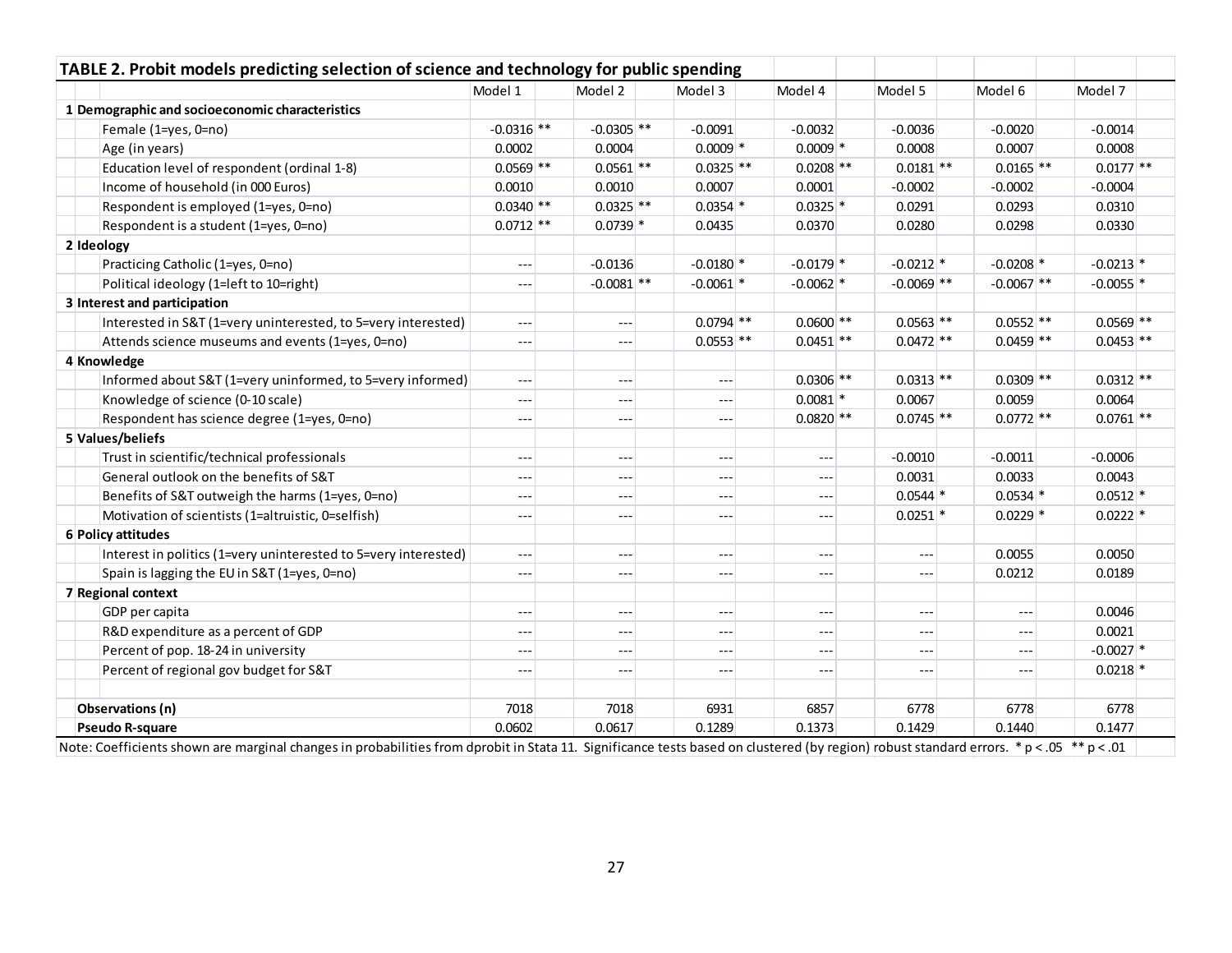**TABLE 2. Probit models predicting selection of science and technology for public spending**

| | Model 1 | Model 2 | Model 3 | Model 4 | Model 5 | Model 6 | Model 7 |
|---|---|---|---|---|---|---|---|
| **1 Demographic and socioeconomic characteristics** | | | | | | | |
| Female (1=yes, 0=no) | -0.0316 ** | -0.0305 ** | -0.0091 | -0.0032 | -0.0036 | -0.0020 | -0.0014 |
| Age (in years) | 0.0002 | 0.0004 | 0.0009 * | 0.0009 * | 0.0008 | 0.0007 | 0.0008 |
| Education level of respondent (ordinal 1-8) | 0.0569 ** | 0.0561 ** | 0.0325 ** | 0.0208 ** | 0.0181 ** | 0.0165 ** | 0.0177 ** |
| Income of household (in 000 Euros) | 0.0010 | 0.0010 | 0.0007 | 0.0001 | -0.0002 | -0.0002 | -0.0004 |
| Respondent is employed (1=yes, 0=no) | 0.0340 ** | 0.0325 ** | 0.0354 * | 0.0325 * | 0.0291 | 0.0293 | 0.0310 |
| Respondent is a student (1=yes, 0=no) | 0.0712 ** | 0.0739 * | 0.0435 | 0.0370 | 0.0280 | 0.0298 | 0.0330 |
| **2 Ideology** | | | | | | | |
| Practicing Catholic (1=yes, 0=no) | --- | -0.0136 | -0.0180 * | -0.0179 * | -0.0212 * | -0.0208 * | -0.0213 * |
| Political ideology (1=left to 10=right) | --- | -0.0081 ** | -0.0061 * | -0.0062 * | -0.0069 ** | -0.0067 ** | -0.0055 * |
| **3 Interest and participation** | | | | | | | |
| Interested in S&T (1=very uninterested, to 5=very interested) | --- | --- | 0.0794 ** | 0.0600 ** | 0.0563 ** | 0.0552 ** | 0.0569 ** |
| Attends science museums and events (1=yes, 0=no) | --- | --- | 0.0553 ** | 0.0451 ** | 0.0472 ** | 0.0459 ** | 0.0453 ** |
| **4 Knowledge** | | | | | | | |
| Informed about S&T (1=very uninformed, to 5=very informed) | --- | --- | --- | 0.0306 ** | 0.0313 ** | 0.0309 ** | 0.0312 ** |
| Knowledge of science (0-10 scale) | --- | --- | --- | 0.0081 * | 0.0067 | 0.0059 | 0.0064 |
| Respondent has science degree (1=yes, 0=no) | --- | --- | --- | 0.0820 ** | 0.0745 ** | 0.0772 ** | 0.0761 ** |
| **5 Values/beliefs** | | | | | | | |
| Trust in scientific/technical professionals | --- | --- | --- | --- | -0.0010 | -0.0011 | -0.0006 |
| General outlook on the benefits of S&T | --- | --- | --- | --- | 0.0031 | 0.0033 | 0.0043 |
| Benefits of S&T outweigh the harms (1=yes, 0=no) | --- | --- | --- | --- | 0.0544 * | 0.0534 * | 0.0512 * |
| Motivation of scientists (1=altruistic, 0=selfish) | --- | --- | --- | --- | 0.0251 * | 0.0229 * | 0.0222 * |
| **6 Policy attitudes** | | | | | | | |
| Interest in politics (1=very uninterested to 5=very interested) | --- | --- | --- | --- | --- | 0.0055 | 0.0050 |
| Spain is lagging the EU in S&T (1=yes, 0=no) | --- | --- | --- | --- | --- | 0.0212 | 0.0189 |
| **7 Regional context** | | | | | | | |
| GDP per capita | --- | --- | --- | --- | --- | --- | 0.0046 |
| R&D expenditure as a percent of GDP | --- | --- | --- | --- | --- | --- | 0.0021 |
| Percent of pop. 18-24 in university | --- | --- | --- | --- | --- | --- | -0.0027 * |
| Percent of regional gov budget for S&T | --- | --- | --- | --- | --- | --- | 0.0218 * |
| | | | | | | | |
| **Observations (n)** | 7018 | 7018 | 6931 | 6857 | 6778 | 6778 | 6778 |
| **Pseudo R-square** | 0.0602 | 0.0617 | 0.1289 | 0.1373 | 0.1429 | 0.1440 | 0.1477 |

Note: Coefficients shown are marginal changes in probabilities from dprobit in Stata 11. Significance tests based on clustered (by region) robust standard errors. * $p < .05$ ** $p < .01$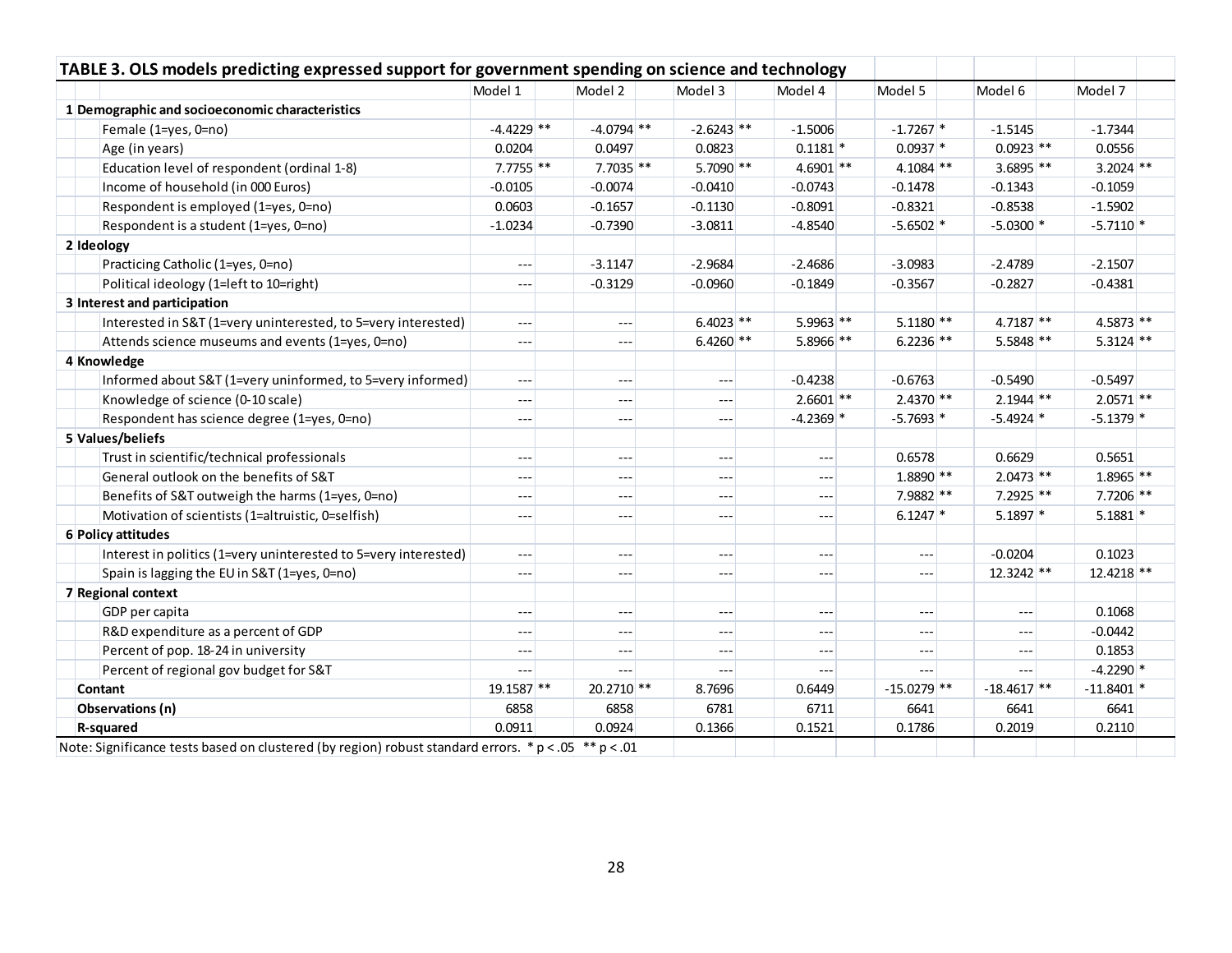**TABLE 3. OLS models predicting expressed support for government spending on science and technology**

| | Model 1 | | Model 2 | | Model 3 | | Model 4 | | Model 5 | | Model 6 | | Model 7 | |
|---|---|---|---|---|---|---|---|---|---|---|---|---|---|---|
| **1 Demographic and socioeconomic characteristics** | | | | | | | | | | | | | | |
| Female (1=yes, 0=no) | -4.4229 | ** | -4.0794 | ** | -2.6243 | ** | -1.5006 | | -1.7267 | * | -1.5145 | | -1.7344 | |
| Age (in years) | 0.0204 | | 0.0497 | | 0.0823 | | 0.1181 | * | 0.0937 | * | 0.0923 | ** | 0.0556 | |
| Education level of respondent (ordinal 1-8) | 7.7755 | ** | 7.7035 | ** | 5.7090 | ** | 4.6901 | ** | 4.1084 | ** | 3.6895 | ** | 3.2024 | ** |
| Income of household (in 000 Euros) | -0.0105 | | -0.0074 | | -0.0410 | | -0.0743 | | -0.1478 | | -0.1343 | | -0.1059 | |
| Respondent is employed (1=yes, 0=no) | 0.0603 | | -0.1657 | | -0.1130 | | -0.8091 | | -0.8321 | | -0.8538 | | -1.5902 | |
| Respondent is a student (1=yes, 0=no) | -1.0234 | | -0.7390 | | -3.0811 | | -4.8540 | | -5.6502 | * | -5.0300 | * | -5.7110 | * |
| **2 Ideology** | | | | | | | | | | | | | | |
| Practicing Catholic (1=yes, 0=no) | --- | | -3.1147 | | -2.9684 | | -2.4686 | | -3.0983 | | -2.4789 | | -2.1507 | |
| Political ideology (1=left to 10=right) | --- | | -0.3129 | | -0.0960 | | -0.1849 | | -0.3567 | | -0.2827 | | -0.4381 | |
| **3 Interest and participation** | | | | | | | | | | | | | | |
| Interested in S&T (1=very uninterested, to 5=very interested) | --- | | --- | | 6.4023 | ** | 5.9963 | ** | 5.1180 | ** | 4.7187 | ** | 4.5873 | ** |
| Attends science museums and events (1=yes, 0=no) | --- | | --- | | 6.4260 | ** | 5.8966 | ** | 6.2236 | ** | 5.5848 | ** | 5.3124 | ** |
| **4 Knowledge** | | | | | | | | | | | | | | |
| Informed about S&T (1=very uninformed, to 5=very informed) | --- | | --- | | --- | | -0.4238 | | -0.6763 | | -0.5490 | | -0.5497 | |
| Knowledge of science (0-10 scale) | --- | | --- | | --- | | 2.6601 | ** | 2.4370 | ** | 2.1944 | ** | 2.0571 | ** |
| Respondent has science degree (1=yes, 0=no) | --- | | --- | | --- | | -4.2369 | * | -5.7693 | * | -5.4924 | * | -5.1379 | * |
| **5 Values/beliefs** | | | | | | | | | | | | | | |
| Trust in scientific/technical professionals | --- | | --- | | --- | | --- | | 0.6578 | | 0.6629 | | 0.5651 | |
| General outlook on the benefits of S&T | --- | | --- | | --- | | --- | | 1.8890 | ** | 2.0473 | ** | 1.8965 | ** |
| Benefits of S&T outweigh the harms (1=yes, 0=no) | --- | | --- | | --- | | --- | | 7.9882 | ** | 7.2925 | ** | 7.7206 | ** |
| Motivation of scientists (1=altruistic, 0=selfish) | --- | | --- | | --- | | --- | | 6.1247 | * | 5.1897 | * | 5.1881 | * |
| **6 Policy attitudes** | | | | | | | | | | | | | | |
| Interest in politics (1=very uninterested to 5=very interested) | --- | | --- | | --- | | --- | | --- | | -0.0204 | | 0.1023 | |
| Spain is lagging the EU in S&T (1=yes, 0=no) | --- | | --- | | --- | | --- | | --- | | 12.3242 | ** | 12.4218 | ** |
| **7 Regional context** | | | | | | | | | | | | | | |
| GDP per capita | --- | | --- | | --- | | --- | | --- | | --- | | 0.1068 | |
| R&D expenditure as a percent of GDP | --- | | --- | | --- | | --- | | --- | | --- | | -0.0442 | |
| Percent of pop. 18-24 in university | --- | | --- | | --- | | --- | | --- | | --- | | 0.1853 | |
| Percent of regional gov budget for S&T | --- | | --- | | --- | | --- | | --- | | --- | | -4.2290 | * |
| **Contant** | 19.1587 | ** | 20.2710 | ** | 8.7696 | | 0.6449 | | -15.0279 | ** | -18.4617 | ** | -11.8401 | * |
| **Observations (n)** | 6858 | | 6858 | | 6781 | | 6711 | | 6641 | | 6641 | | 6641 | |
| **R-squared** | 0.0911 | | 0.0924 | | 0.1366 | | 0.1521 | | 0.1786 | | 0.2019 | | 0.2110 | |

Note: Significance tests based on clustered (by region) robust standard errors. * $p < .05$ ** $p < .01$